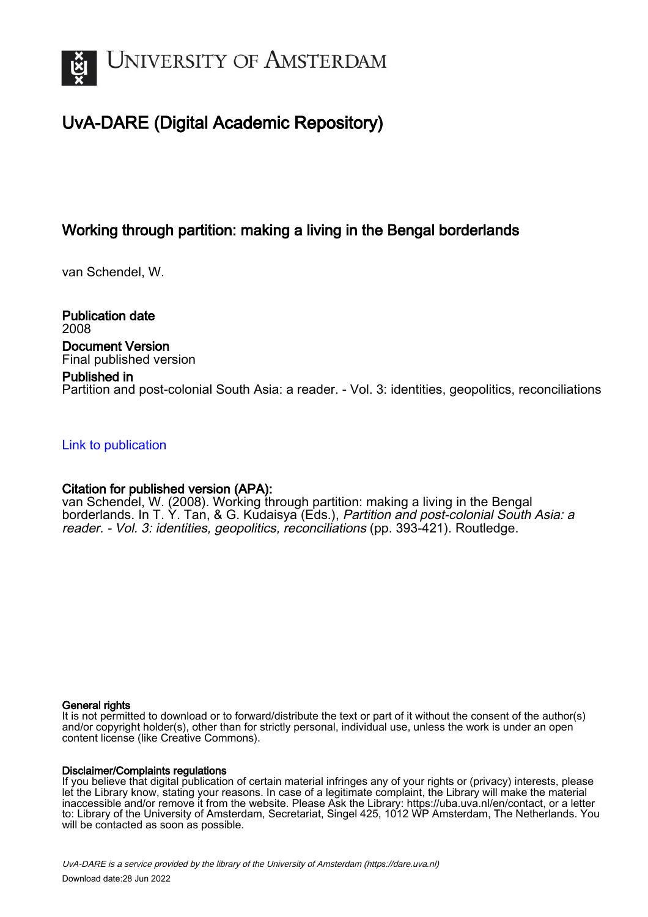UNIVERSITY OF AMSTERDAM

# UvA-DARE (Digital Academic Repository)

## Working through partition: making a living in the Bengal borderlands

van Schendel, W.

**Publication date**
2008

**Document Version**
Final published version

**Published in**
Partition and post-colonial South Asia: a reader. - Vol. 3: identities, geopolitics, reconciliations

Link to publication

**Citation for published version (APA):**
van Schendel, W. (2008). Working through partition: making a living in the Bengal borderlands. In T. Y. Tan, & G. Kudaisya (Eds.), *Partition and post-colonial South Asia: a reader. - Vol. 3: identities, geopolitics, reconciliations* (pp. 393-421). Routledge.

**General rights**
It is not permitted to download or to forward/distribute the text or part of it without the consent of the author(s) and/or copyright holder(s), other than for strictly personal, individual use, unless the work is under an open content license (like Creative Commons).

**Disclaimer/Complaints regulations**
If you believe that digital publication of certain material infringes any of your rights or (privacy) interests, please let the Library know, stating your reasons. In case of a legitimate complaint, the Library will make the material inaccessible and/or remove it from the website. Please Ask the Library: https://uba.uva.nl/en/contact, or a letter to: Library of the University of Amsterdam, Secretariat, Singel 425, 1012 WP Amsterdam, The Netherlands. You will be contacted as soon as possible.

*UvA-DARE is a service provided by the library of the University of Amsterdam (https://dare.uva.nl)*
Download date:28 Jun 2022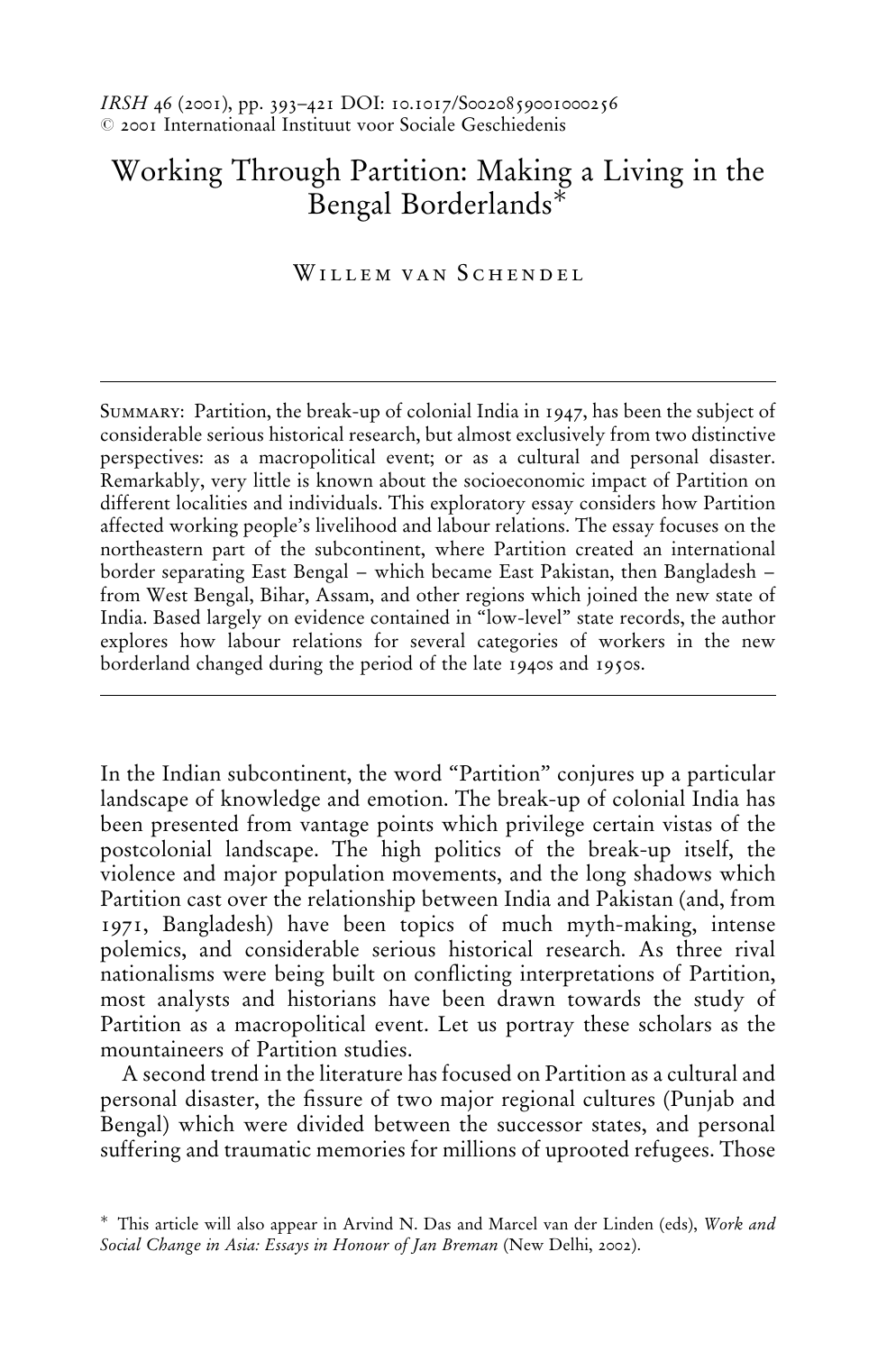# Working Through Partition: Making a Living in the Bengal Borderlands*

Willem van Schendel

Summary: Partition, the break-up of colonial India in 1947, has been the subject of considerable serious historical research, but almost exclusively from two distinctive perspectives: as a macropolitical event; or as a cultural and personal disaster. Remarkably, very little is known about the socioeconomic impact of Partition on different localities and individuals. This exploratory essay considers how Partition affected working people's livelihood and labour relations. The essay focuses on the northeastern part of the subcontinent, where Partition created an international border separating East Bengal – which became East Pakistan, then Bangladesh – from West Bengal, Bihar, Assam, and other regions which joined the new state of India. Based largely on evidence contained in "low-level" state records, the author explores how labour relations for several categories of workers in the new borderland changed during the period of the late 1940s and 1950s.

In the Indian subcontinent, the word "Partition" conjures up a particular landscape of knowledge and emotion. The break-up of colonial India has been presented from vantage points which privilege certain vistas of the postcolonial landscape. The high politics of the break-up itself, the violence and major population movements, and the long shadows which Partition cast over the relationship between India and Pakistan (and, from 1971, Bangladesh) have been topics of much myth-making, intense polemics, and considerable serious historical research. As three rival nationalisms were being built on conflicting interpretations of Partition, most analysts and historians have been drawn towards the study of Partition as a macropolitical event. Let us portray these scholars as the mountaineers of Partition studies.

A second trend in the literature has focused on Partition as a cultural and personal disaster, the fissure of two major regional cultures (Punjab and Bengal) which were divided between the successor states, and personal suffering and traumatic memories for millions of uprooted refugees. Those

\* This article will also appear in Arvind N. Das and Marcel van der Linden (eds), *Work and Social Change in Asia: Essays in Honour of Jan Breman* (New Delhi, 2002).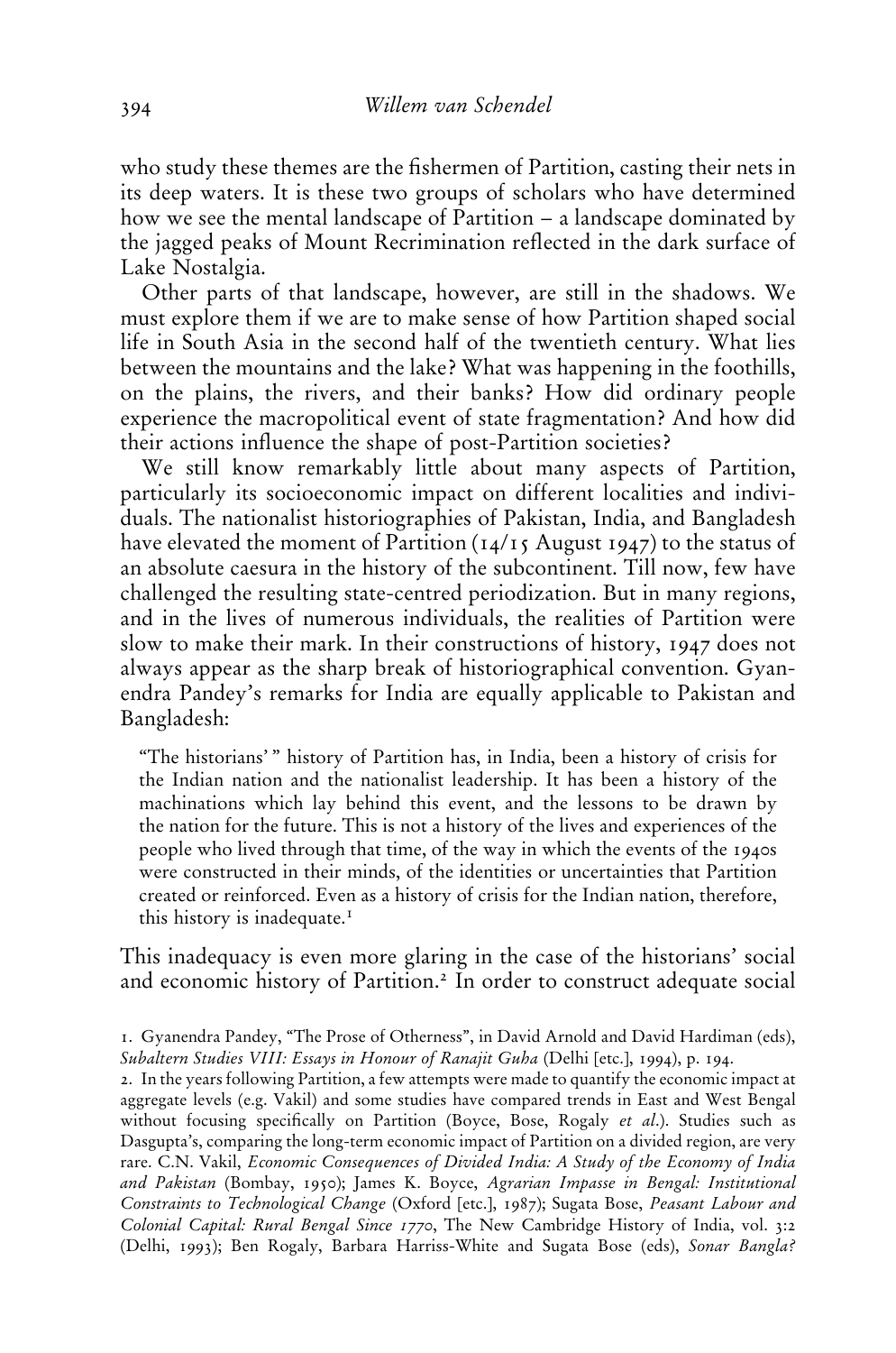who study these themes are the fishermen of Partition, casting their nets in its deep waters. It is these two groups of scholars who have determined how we see the mental landscape of Partition – a landscape dominated by the jagged peaks of Mount Recrimination reflected in the dark surface of Lake Nostalgia.

Other parts of that landscape, however, are still in the shadows. We must explore them if we are to make sense of how Partition shaped social life in South Asia in the second half of the twentieth century. What lies between the mountains and the lake? What was happening in the foothills, on the plains, the rivers, and their banks? How did ordinary people experience the macropolitical event of state fragmentation? And how did their actions influence the shape of post-Partition societies?

We still know remarkably little about many aspects of Partition, particularly its socioeconomic impact on different localities and individuals. The nationalist historiographies of Pakistan, India, and Bangladesh have elevated the moment of Partition (14/15 August 1947) to the status of an absolute caesura in the history of the subcontinent. Till now, few have challenged the resulting state-centred periodization. But in many regions, and in the lives of numerous individuals, the realities of Partition were slow to make their mark. In their constructions of history, 1947 does not always appear as the sharp break of historiographical convention. Gyanendra Pandey's remarks for India are equally applicable to Pakistan and Bangladesh:

> "The historians' " history of Partition has, in India, been a history of crisis for the Indian nation and the nationalist leadership. It has been a history of the machinations which lay behind this event, and the lessons to be drawn by the nation for the future. This is not a history of the lives and experiences of the people who lived through that time, of the way in which the events of the 1940s were constructed in their minds, of the identities or uncertainties that Partition created or reinforced. Even as a history of crisis for the Indian nation, therefore, this history is inadequate.[1]

This inadequacy is even more glaring in the case of the historians' social and economic history of Partition.[2] In order to construct adequate social

1. Gyanendra Pandey, "The Prose of Otherness", in David Arnold and David Hardiman (eds), *Subaltern Studies VIII: Essays in Honour of Ranajit Guha* (Delhi [etc.], 1994), p. 194.

2. In the years following Partition, a few attempts were made to quantify the economic impact at aggregate levels (e.g. Vakil) and some studies have compared trends in East and West Bengal without focusing specifically on Partition (Boyce, Bose, Rogaly *et al*.). Studies such as Dasgupta's, comparing the long-term economic impact of Partition on a divided region, are very rare. C.N. Vakil, *Economic Consequences of Divided India: A Study of the Economy of India and Pakistan* (Bombay, 1950); James K. Boyce, *Agrarian Impasse in Bengal: Institutional Constraints to Technological Change* (Oxford [etc.], 1987); Sugata Bose, *Peasant Labour and Colonial Capital: Rural Bengal Since 1770*, The New Cambridge History of India, vol. 3:2 (Delhi, 1993); Ben Rogaly, Barbara Harriss-White and Sugata Bose (eds), *Sonar Bangla?*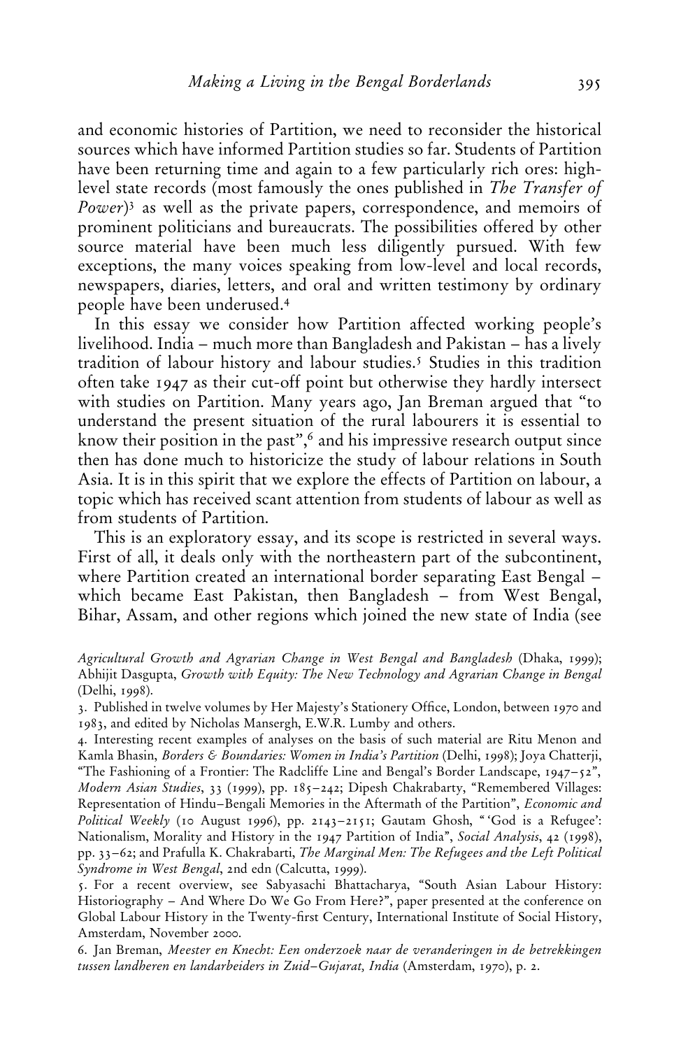and economic histories of Partition, we need to reconsider the historical sources which have informed Partition studies so far. Students of Partition have been returning time and again to a few particularly rich ores: high-level state records (most famously the ones published in *The Transfer of Power*)[3] as well as the private papers, correspondence, and memoirs of prominent politicians and bureaucrats. The possibilities offered by other source material have been much less diligently pursued. With few exceptions, the many voices speaking from low-level and local records, newspapers, diaries, letters, and oral and written testimony by ordinary people have been underused.[4]

In this essay we consider how Partition affected working people's livelihood. India – much more than Bangladesh and Pakistan – has a lively tradition of labour history and labour studies.[5] Studies in this tradition often take 1947 as their cut-off point but otherwise they hardly intersect with studies on Partition. Many years ago, Jan Breman argued that "to understand the present situation of the rural labourers it is essential to know their position in the past",[6] and his impressive research output since then has done much to historicize the study of labour relations in South Asia. It is in this spirit that we explore the effects of Partition on labour, a topic which has received scant attention from students of labour as well as from students of Partition.

This is an exploratory essay, and its scope is restricted in several ways. First of all, it deals only with the northeastern part of the subcontinent, where Partition created an international border separating East Bengal – which became East Pakistan, then Bangladesh – from West Bengal, Bihar, Assam, and other regions which joined the new state of India (see

*Agricultural Growth and Agrarian Change in West Bengal and Bangladesh* (Dhaka, 1999); Abhijit Dasgupta, *Growth with Equity: The New Technology and Agrarian Change in Bengal* (Delhi, 1998).

3. Published in twelve volumes by Her Majesty's Stationery Office, London, between 1970 and 1983, and edited by Nicholas Mansergh, E.W.R. Lumby and others.

4. Interesting recent examples of analyses on the basis of such material are Ritu Menon and Kamla Bhasin, *Borders & Boundaries: Women in India's Partition* (Delhi, 1998); Joya Chatterji, "The Fashioning of a Frontier: The Radcliffe Line and Bengal's Border Landscape, 1947–52", *Modern Asian Studies*, 33 (1999), pp. 185–242; Dipesh Chakrabarty, "Remembered Villages: Representation of Hindu–Bengali Memories in the Aftermath of the Partition", *Economic and Political Weekly* (10 August 1996), pp. 2143–2151; Gautam Ghosh, "'God is a Refugee': Nationalism, Morality and History in the 1947 Partition of India", *Social Analysis*, 42 (1998), pp. 33–62; and Prafulla K. Chakrabarti, *The Marginal Men: The Refugees and the Left Political Syndrome in West Bengal*, 2nd edn (Calcutta, 1999).

5. For a recent overview, see Sabyasachi Bhattacharya, "South Asian Labour History: Historiography – And Where Do We Go From Here?", paper presented at the conference on Global Labour History in the Twenty-first Century, International Institute of Social History, Amsterdam, November 2000.

6. Jan Breman, *Meester en Knecht: Een onderzoek naar de veranderingen in de betrekkingen tussen landheren en landarbeiders in Zuid–Gujarat, India* (Amsterdam, 1970), p. 2.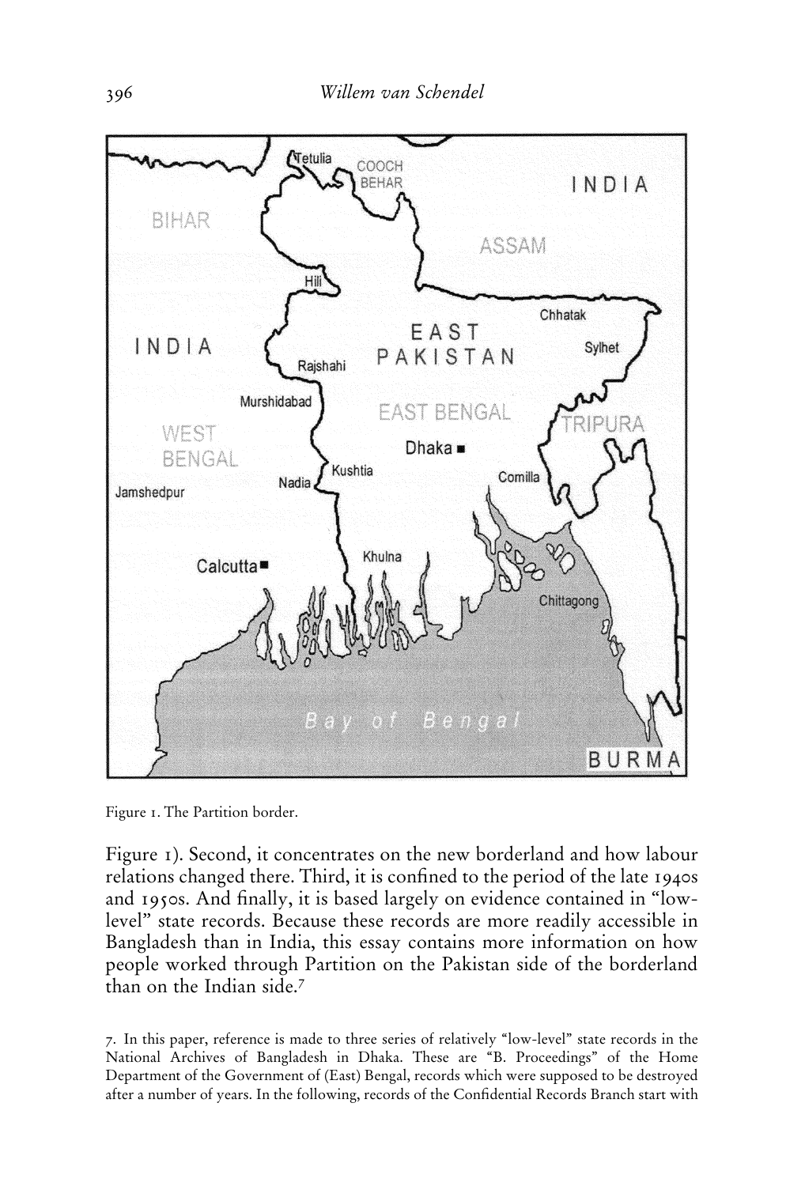Figure 1. The Partition border.

Figure 1). Second, it concentrates on the new borderland and how labour relations changed there. Third, it is confined to the period of the late 1940s and 1950s. And finally, it is based largely on evidence contained in "low-level" state records. Because these records are more readily accessible in Bangladesh than in India, this essay contains more information on how people worked through Partition on the Pakistan side of the borderland than on the Indian side.[7]

7. In this paper, reference is made to three series of relatively "low-level" state records in the National Archives of Bangladesh in Dhaka. These are "B. Proceedings" of the Home Department of the Government of (East) Bengal, records which were supposed to be destroyed after a number of years. In the following, records of the Confidential Records Branch start with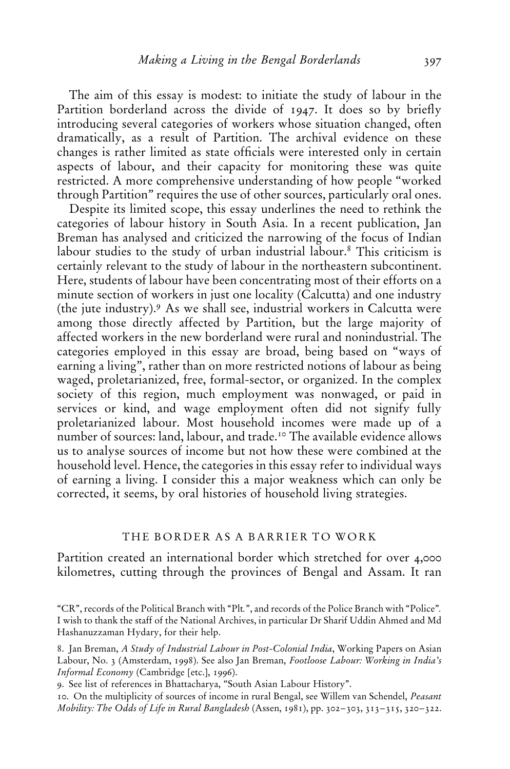The aim of this essay is modest: to initiate the study of labour in the Partition borderland across the divide of 1947. It does so by briefly introducing several categories of workers whose situation changed, often dramatically, as a result of Partition. The archival evidence on these changes is rather limited as state officials were interested only in certain aspects of labour, and their capacity for monitoring these was quite restricted. A more comprehensive understanding of how people "worked through Partition" requires the use of other sources, particularly oral ones.

Despite its limited scope, this essay underlines the need to rethink the categories of labour history in South Asia. In a recent publication, Jan Breman has analysed and criticized the narrowing of the focus of Indian labour studies to the study of urban industrial labour.[8] This criticism is certainly relevant to the study of labour in the northeastern subcontinent. Here, students of labour have been concentrating most of their efforts on a minute section of workers in just one locality (Calcutta) and one industry (the jute industry).[9] As we shall see, industrial workers in Calcutta were among those directly affected by Partition, but the large majority of affected workers in the new borderland were rural and nonindustrial. The categories employed in this essay are broad, being based on "ways of earning a living", rather than on more restricted notions of labour as being waged, proletarianized, free, formal-sector, or organized. In the complex society of this region, much employment was nonwaged, or paid in services or kind, and wage employment often did not signify fully proletarianized labour. Most household incomes were made up of a number of sources: land, labour, and trade.[10] The available evidence allows us to analyse sources of income but not how these were combined at the household level. Hence, the categories in this essay refer to individual ways of earning a living. I consider this a major weakness which can only be corrected, it seems, by oral histories of household living strategies.

## THE BORDER AS A BARRIER TO WORK

Partition created an international border which stretched for over 4,000 kilometres, cutting through the provinces of Bengal and Assam. It ran

---

"CR", records of the Political Branch with "Plt.", and records of the Police Branch with "Police". I wish to thank the staff of the National Archives, in particular Dr Sharif Uddin Ahmed and Md Hashanuzzaman Hydary, for their help.

8. Jan Breman, *A Study of Industrial Labour in Post-Colonial India*, Working Papers on Asian Labour, No. 3 (Amsterdam, 1998). See also Jan Breman, *Footloose Labour: Working in India's Informal Economy* (Cambridge [etc.], 1996).

9. See list of references in Bhattacharya, "South Asian Labour History".

10. On the multiplicity of sources of income in rural Bengal, see Willem van Schendel, *Peasant Mobility: The Odds of Life in Rural Bangladesh* (Assen, 1981), pp. 302–303, 313–315, 320–322.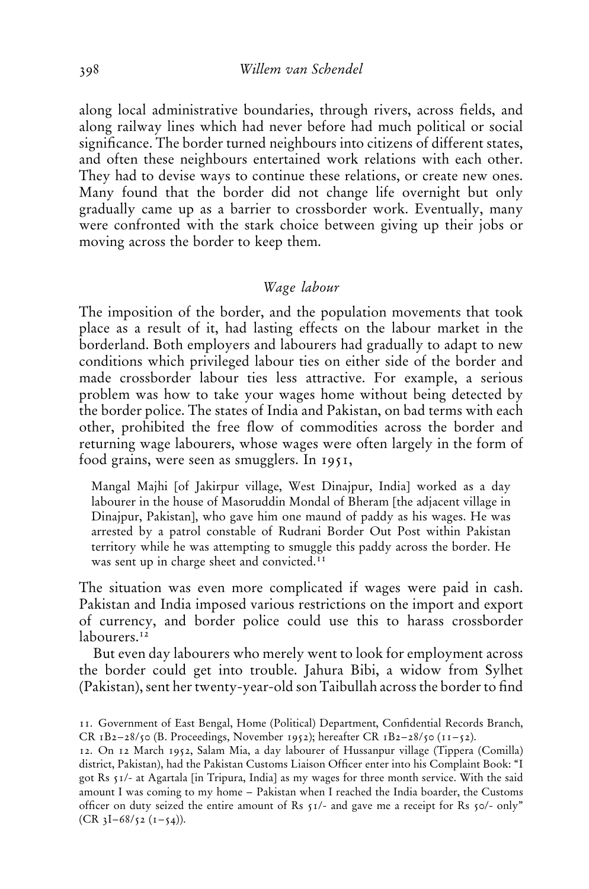along local administrative boundaries, through rivers, across fields, and along railway lines which had never before had much political or social significance. The border turned neighbours into citizens of different states, and often these neighbours entertained work relations with each other. They had to devise ways to continue these relations, or create new ones. Many found that the border did not change life overnight but only gradually came up as a barrier to crossborder work. Eventually, many were confronted with the stark choice between giving up their jobs or moving across the border to keep them.

## *Wage labour*

The imposition of the border, and the population movements that took place as a result of it, had lasting effects on the labour market in the borderland. Both employers and labourers had gradually to adapt to new conditions which privileged labour ties on either side of the border and made crossborder labour ties less attractive. For example, a serious problem was how to take your wages home without being detected by the border police. The states of India and Pakistan, on bad terms with each other, prohibited the free flow of commodities across the border and returning wage labourers, whose wages were often largely in the form of food grains, were seen as smugglers. In 1951,

> Mangal Majhi [of Jakirpur village, West Dinajpur, India] worked as a day labourer in the house of Masoruddin Mondal of Bheram [the adjacent village in Dinajpur, Pakistan], who gave him one maund of paddy as his wages. He was arrested by a patrol constable of Rudrani Border Out Post within Pakistan territory while he was attempting to smuggle this paddy across the border. He was sent up in charge sheet and convicted.[11]

The situation was even more complicated if wages were paid in cash. Pakistan and India imposed various restrictions on the import and export of currency, and border police could use this to harass crossborder labourers.[12]

But even day labourers who merely went to look for employment across the border could get into trouble. Jahura Bibi, a widow from Sylhet (Pakistan), sent her twenty-year-old son Taibullah across the border to find

11. Government of East Bengal, Home (Political) Department, Confidential Records Branch, CR 1B2–28/50 (B. Proceedings, November 1952); hereafter CR 1B2–28/50 (11–52).

12. On 12 March 1952, Salam Mia, a day labourer of Hussanpur village (Tippera (Comilla) district, Pakistan), had the Pakistan Customs Liaison Officer enter into his Complaint Book: "I got Rs 51/- at Agartala [in Tripura, India] as my wages for three month service. With the said amount I was coming to my home – Pakistan when I reached the India boarder, the Customs officer on duty seized the entire amount of Rs 51/- and gave me a receipt for Rs 50/- only" (CR 3I–68/52 (1–54)).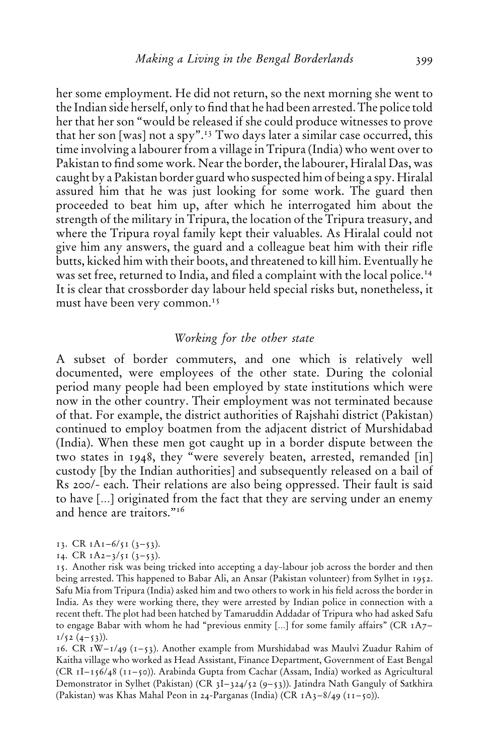her some employment. He did not return, so the next morning she went to the Indian side herself, only to find that he had been arrested. The police told her that her son "would be released if she could produce witnesses to prove that her son [was] not a spy".[13] Two days later a similar case occurred, this time involving a labourer from a village in Tripura (India) who went over to Pakistan to find some work. Near the border, the labourer, Hiralal Das, was caught by a Pakistan border guard who suspected him of being a spy. Hiralal assured him that he was just looking for some work. The guard then proceeded to beat him up, after which he interrogated him about the strength of the military in Tripura, the location of the Tripura treasury, and where the Tripura royal family kept their valuables. As Hiralal could not give him any answers, the guard and a colleague beat him with their rifle butts, kicked him with their boots, and threatened to kill him. Eventually he was set free, returned to India, and filed a complaint with the local police.[14] It is clear that crossborder day labour held special risks but, nonetheless, it must have been very common.[15]

## *Working for the other state*

A subset of border commuters, and one which is relatively well documented, were employees of the other state. During the colonial period many people had been employed by state institutions which were now in the other country. Their employment was not terminated because of that. For example, the district authorities of Rajshahi district (Pakistan) continued to employ boatmen from the adjacent district of Murshidabad (India). When these men got caught up in a border dispute between the two states in 1948, they "were severely beaten, arrested, remanded [in] custody [by the Indian authorities] and subsequently released on a bail of Rs 200/- each. Their relations are also being oppressed. Their fault is said to have [...] originated from the fact that they are serving under an enemy and hence are traitors."[16]

13. CR 1A1–6/51 (3–53).

14. CR 1A2–3/51 (3–53).

15. Another risk was being tricked into accepting a day-labour job across the border and then being arrested. This happened to Babar Ali, an Ansar (Pakistan volunteer) from Sylhet in 1952. Safu Mia from Tripura (India) asked him and two others to work in his field across the border in India. As they were working there, they were arrested by Indian police in connection with a recent theft. The plot had been hatched by Tamaruddin Addadar of Tripura who had asked Safu to engage Babar with whom he had "previous enmity [...] for some family affairs" (CR 1A7–1/52 (4–53)).

16. CR 1W–1/49 (1–53). Another example from Murshidabad was Maulvi Zuadur Rahim of Kaitha village who worked as Head Assistant, Finance Department, Government of East Bengal (CR 1I–156/48 (11–50)). Arabinda Gupta from Cachar (Assam, India) worked as Agricultural Demonstrator in Sylhet (Pakistan) (CR 3I–324/52 (9–53)). Jatindra Nath Ganguly of Satkhira (Pakistan) was Khas Mahal Peon in 24-Parganas (India) (CR 1A3–8/49 (11–50)).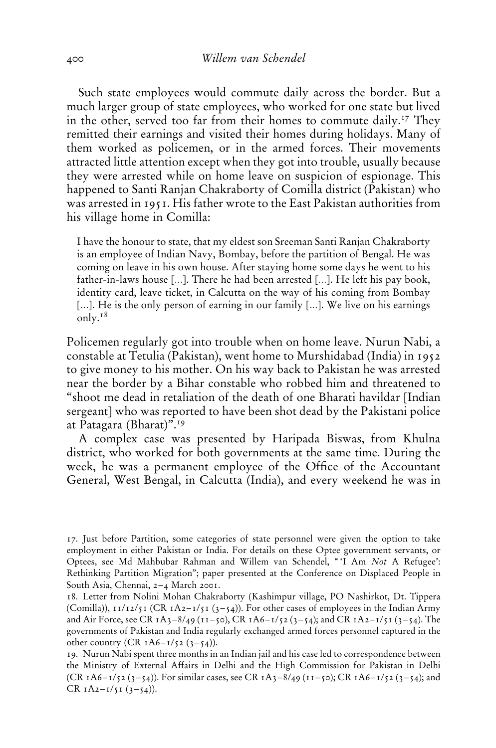Such state employees would commute daily across the border. But a much larger group of state employees, who worked for one state but lived in the other, served too far from their homes to commute daily.[17] They remitted their earnings and visited their homes during holidays. Many of them worked as policemen, or in the armed forces. Their movements attracted little attention except when they got into trouble, usually because they were arrested while on home leave on suspicion of espionage. This happened to Santi Ranjan Chakraborty of Comilla district (Pakistan) who was arrested in 1951. His father wrote to the East Pakistan authorities from his village home in Comilla:

> I have the honour to state, that my eldest son Sreeman Santi Ranjan Chakraborty is an employee of Indian Navy, Bombay, before the partition of Bengal. He was coming on leave in his own house. After staying home some days he went to his father-in-laws house [...]. There he had been arrested [...]. He left his pay book, identity card, leave ticket, in Calcutta on the way of his coming from Bombay [...]. He is the only person of earning in our family [...]. We live on his earnings only.[18]

Policemen regularly got into trouble when on home leave. Nurun Nabi, a constable at Tetulia (Pakistan), went home to Murshidabad (India) in 1952 to give money to his mother. On his way back to Pakistan he was arrested near the border by a Bihar constable who robbed him and threatened to "shoot me dead in retaliation of the death of one Bharati havildar [Indian sergeant] who was reported to have been shot dead by the Pakistani police at Patagara (Bharat)".[19]

A complex case was presented by Haripada Biswas, from Khulna district, who worked for both governments at the same time. During the week, he was a permanent employee of the Office of the Accountant General, West Bengal, in Calcutta (India), and every weekend he was in

---

17. Just before Partition, some categories of state personnel were given the option to take employment in either Pakistan or India. For details on these Optee government servants, or Optees, see Md Mahbubar Rahman and Willem van Schendel, "'I Am *Not* A Refugee': Rethinking Partition Migration"; paper presented at the Conference on Displaced People in South Asia, Chennai, 2–4 March 2001.

18. Letter from Nolini Mohan Chakraborty (Kashimpur village, PO Nashirkot, Dt. Tippera (Comilla)), 11/12/51 (CR 1A2–1/51 (3–54)). For other cases of employees in the Indian Army and Air Force, see CR 1A3–8/49 (11–50), CR 1A6–1/52 (3–54); and CR 1A2–1/51 (3–54). The governments of Pakistan and India regularly exchanged armed forces personnel captured in the other country (CR 1A6–1/52 (3–54)).

19. Nurun Nabi spent three months in an Indian jail and his case led to correspondence between the Ministry of External Affairs in Delhi and the High Commission for Pakistan in Delhi (CR 1A6–1/52 (3–54)). For similar cases, see CR 1A3–8/49 (11–50); CR 1A6–1/52 (3–54); and CR 1A2–1/51 (3–54)).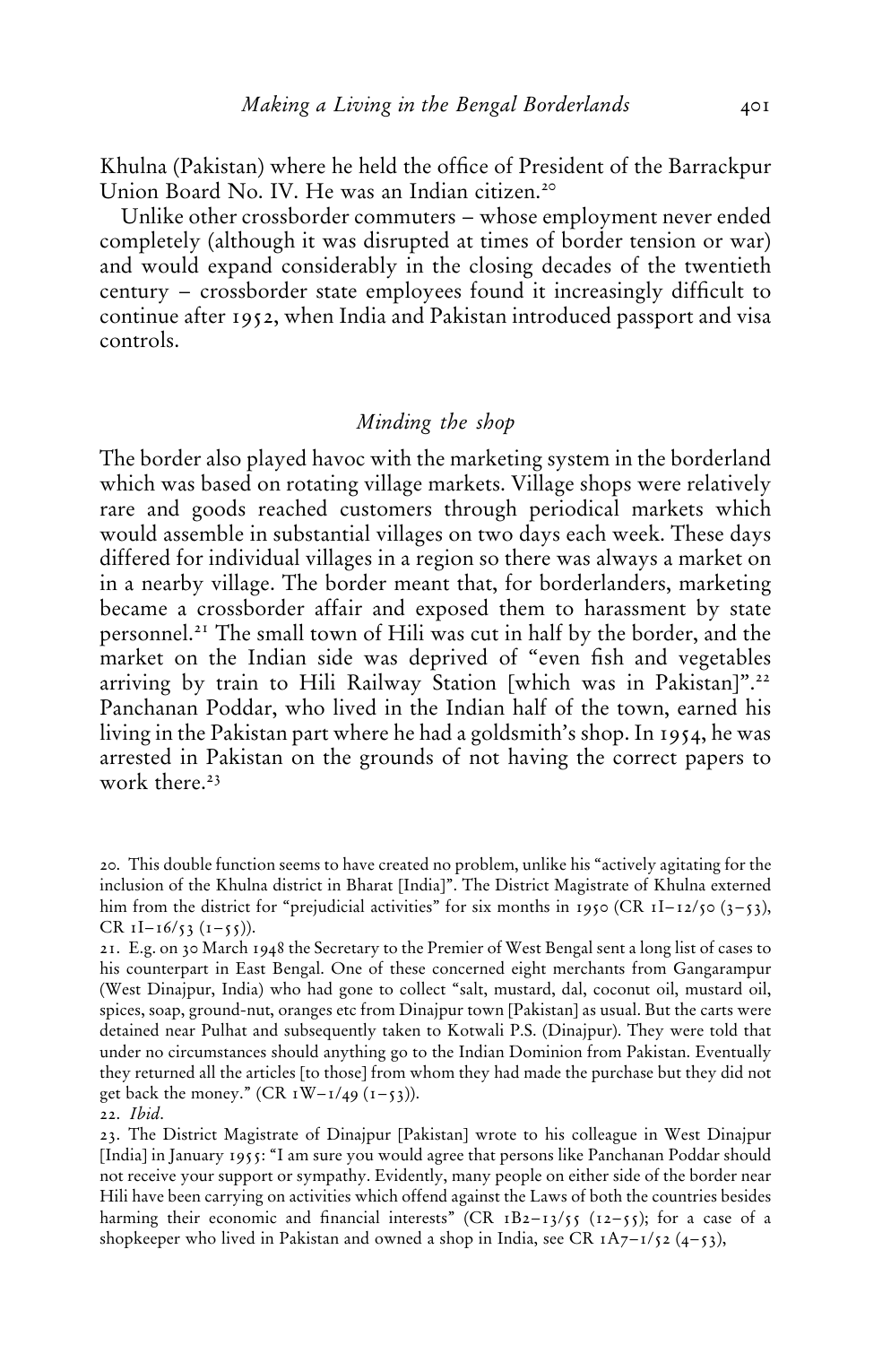Khulna (Pakistan) where he held the office of President of the Barrackpur Union Board No. IV. He was an Indian citizen.[20]

Unlike other crossborder commuters – whose employment never ended completely (although it was disrupted at times of border tension or war) and would expand considerably in the closing decades of the twentieth century – crossborder state employees found it increasingly difficult to continue after 1952, when India and Pakistan introduced passport and visa controls.

## *Minding the shop*

The border also played havoc with the marketing system in the borderland which was based on rotating village markets. Village shops were relatively rare and goods reached customers through periodical markets which would assemble in substantial villages on two days each week. These days differed for individual villages in a region so there was always a market on in a nearby village. The border meant that, for borderlanders, marketing became a crossborder affair and exposed them to harassment by state personnel.[21] The small town of Hili was cut in half by the border, and the market on the Indian side was deprived of "even fish and vegetables arriving by train to Hili Railway Station [which was in Pakistan]".[22] Panchanan Poddar, who lived in the Indian half of the town, earned his living in the Pakistan part where he had a goldsmith's shop. In 1954, he was arrested in Pakistan on the grounds of not having the correct papers to work there.[23]

---

20. This double function seems to have created no problem, unlike his "actively agitating for the inclusion of the Khulna district in Bharat [India]". The District Magistrate of Khulna externed him from the district for "prejudicial activities" for six months in 1950 (CR 1I–12/50 (3–53), CR 1I–16/53 (1–55)).

21. E.g. on 30 March 1948 the Secretary to the Premier of West Bengal sent a long list of cases to his counterpart in East Bengal. One of these concerned eight merchants from Gangarampur (West Dinajpur, India) who had gone to collect "salt, mustard, dal, coconut oil, mustard oil, spices, soap, ground-nut, oranges etc from Dinajpur town [Pakistan] as usual. But the carts were detained near Pulhat and subsequently taken to Kotwali P.S. (Dinajpur). They were told that under no circumstances should anything go to the Indian Dominion from Pakistan. Eventually they returned all the articles [to those] from whom they had made the purchase but they did not get back the money." (CR 1W–1/49 (1–53)).

22. *Ibid.*

23. The District Magistrate of Dinajpur [Pakistan] wrote to his colleague in West Dinajpur [India] in January 1955: "I am sure you would agree that persons like Panchanan Poddar should not receive your support or sympathy. Evidently, many people on either side of the border near Hili have been carrying on activities which offend against the Laws of both the countries besides harming their economic and financial interests" (CR 1B2–13/55 (12–55); for a case of a shopkeeper who lived in Pakistan and owned a shop in India, see CR 1A7–1/52 (4–53),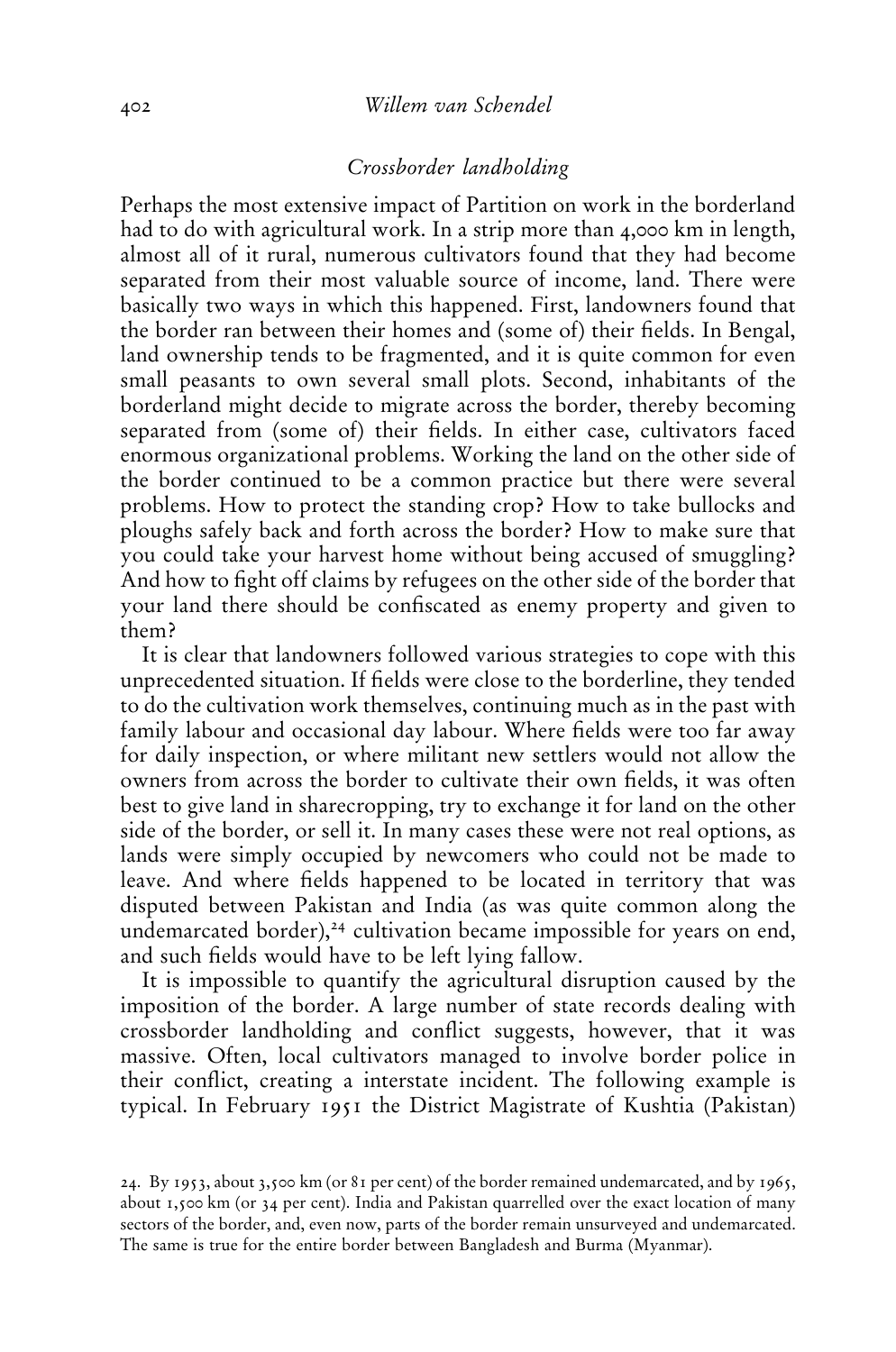### *Crossborder landholding*

Perhaps the most extensive impact of Partition on work in the borderland had to do with agricultural work. In a strip more than 4,000 km in length, almost all of it rural, numerous cultivators found that they had become separated from their most valuable source of income, land. There were basically two ways in which this happened. First, landowners found that the border ran between their homes and (some of) their fields. In Bengal, land ownership tends to be fragmented, and it is quite common for even small peasants to own several small plots. Second, inhabitants of the borderland might decide to migrate across the border, thereby becoming separated from (some of) their fields. In either case, cultivators faced enormous organizational problems. Working the land on the other side of the border continued to be a common practice but there were several problems. How to protect the standing crop? How to take bullocks and ploughs safely back and forth across the border? How to make sure that you could take your harvest home without being accused of smuggling? And how to fight off claims by refugees on the other side of the border that your land there should be confiscated as enemy property and given to them?

It is clear that landowners followed various strategies to cope with this unprecedented situation. If fields were close to the borderline, they tended to do the cultivation work themselves, continuing much as in the past with family labour and occasional day labour. Where fields were too far away for daily inspection, or where militant new settlers would not allow the owners from across the border to cultivate their own fields, it was often best to give land in sharecropping, try to exchange it for land on the other side of the border, or sell it. In many cases these were not real options, as lands were simply occupied by newcomers who could not be made to leave. And where fields happened to be located in territory that was disputed between Pakistan and India (as was quite common along the undemarcated border),[24] cultivation became impossible for years on end, and such fields would have to be left lying fallow.

It is impossible to quantify the agricultural disruption caused by the imposition of the border. A large number of state records dealing with crossborder landholding and conflict suggests, however, that it was massive. Often, local cultivators managed to involve border police in their conflict, creating a interstate incident. The following example is typical. In February 1951 the District Magistrate of Kushtia (Pakistan)

24. By 1953, about 3,500 km (or 81 per cent) of the border remained undemarcated, and by 1965, about 1,500 km (or 34 per cent). India and Pakistan quarrelled over the exact location of many sectors of the border, and, even now, parts of the border remain unsurveyed and undemarcated. The same is true for the entire border between Bangladesh and Burma (Myanmar).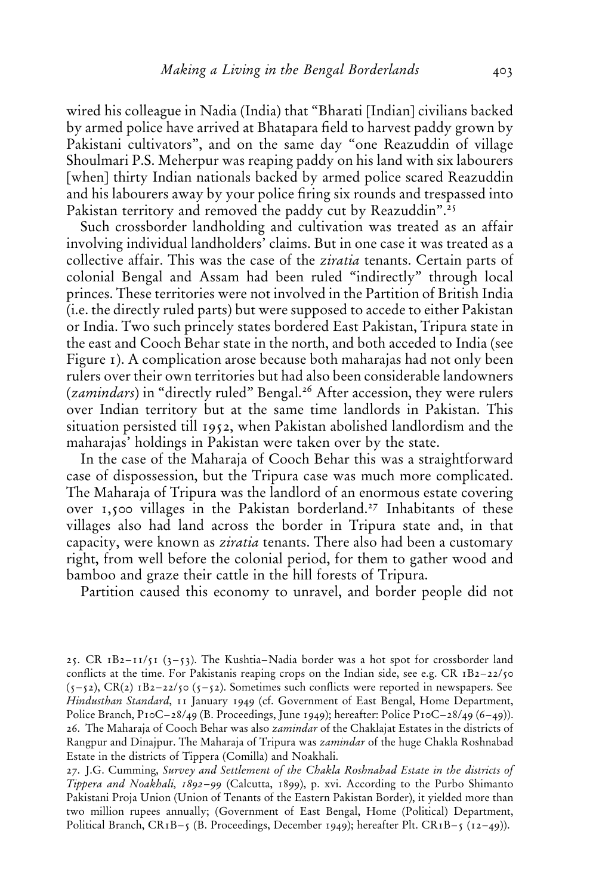wired his colleague in Nadia (India) that "Bharati [Indian] civilians backed by armed police have arrived at Bhatapara field to harvest paddy grown by Pakistani cultivators", and on the same day "one Reazuddin of village Shoulmari P.S. Meherpur was reaping paddy on his land with six labourers [when] thirty Indian nationals backed by armed police scared Reazuddin and his labourers away by your police firing six rounds and trespassed into Pakistan territory and removed the paddy cut by Reazuddin".[25]

Such crossborder landholding and cultivation was treated as an affair involving individual landholders' claims. But in one case it was treated as a collective affair. This was the case of the *ziratia* tenants. Certain parts of colonial Bengal and Assam had been ruled "indirectly" through local princes. These territories were not involved in the Partition of British India (i.e. the directly ruled parts) but were supposed to accede to either Pakistan or India. Two such princely states bordered East Pakistan, Tripura state in the east and Cooch Behar state in the north, and both acceded to India (see Figure 1). A complication arose because both maharajas had not only been rulers over their own territories but had also been considerable landowners (*zamindars*) in "directly ruled" Bengal.[26] After accession, they were rulers over Indian territory but at the same time landlords in Pakistan. This situation persisted till 1952, when Pakistan abolished landlordism and the maharajas' holdings in Pakistan were taken over by the state.

In the case of the Maharaja of Cooch Behar this was a straightforward case of dispossession, but the Tripura case was much more complicated. The Maharaja of Tripura was the landlord of an enormous estate covering over 1,500 villages in the Pakistan borderland.[27] Inhabitants of these villages also had land across the border in Tripura state and, in that capacity, were known as *ziratia* tenants. There also had been a customary right, from well before the colonial period, for them to gather wood and bamboo and graze their cattle in the hill forests of Tripura.

Partition caused this economy to unravel, and border people did not

25. CR 1B2–11/51 (3–53). The Kushtia–Nadia border was a hot spot for crossborder land conflicts at the time. For Pakistanis reaping crops on the Indian side, see e.g. CR 1B2–22/50 (5–52), CR(2) 1B2–22/50 (5–52). Sometimes such conflicts were reported in newspapers. See *Hindusthan Standard*, 11 January 1949 (cf. Government of East Bengal, Home Department, Police Branch, P10C–28/49 (B. Proceedings, June 1949); hereafter: Police P10C–28/49 (6–49)).

26. The Maharaja of Cooch Behar was also *zamindar* of the Chaklajat Estates in the districts of Rangpur and Dinajpur. The Maharaja of Tripura was *zamindar* of the huge Chakla Roshnabad Estate in the districts of Tippera (Comilla) and Noakhali.

27. J.G. Cumming, *Survey and Settlement of the Chakla Roshnabad Estate in the districts of Tippera and Noakhali, 1892–99* (Calcutta, 1899), p. xvi. According to the Purbo Shimanto Pakistani Proja Union (Union of Tenants of the Eastern Pakistan Border), it yielded more than two million rupees annually; (Government of East Bengal, Home (Political) Department, Political Branch, CR1B–5 (B. Proceedings, December 1949); hereafter Plt. CR1B–5 (12–49)).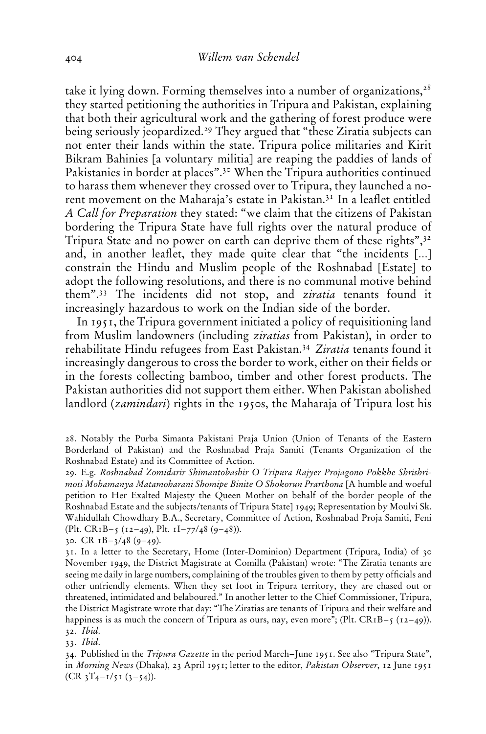take it lying down. Forming themselves into a number of organizations,[28] they started petitioning the authorities in Tripura and Pakistan, explaining that both their agricultural work and the gathering of forest produce were being seriously jeopardized.[29] They argued that "these Ziratia subjects can not enter their lands within the state. Tripura police militaries and Kirit Bikram Bahinies [a voluntary militia] are reaping the paddies of lands of Pakistanies in border at places".[30] When the Tripura authorities continued to harass them whenever they crossed over to Tripura, they launched a no-rent movement on the Maharaja's estate in Pakistan.[31] In a leaflet entitled *A Call for Preparation* they stated: "we claim that the citizens of Pakistan bordering the Tripura State have full rights over the natural produce of Tripura State and no power on earth can deprive them of these rights",[32] and, in another leaflet, they made quite clear that "the incidents [...] constrain the Hindu and Muslim people of the Roshnabad [Estate] to adopt the following resolutions, and there is no communal motive behind them".[33] The incidents did not stop, and *ziratia* tenants found it increasingly hazardous to work on the Indian side of the border.

In 1951, the Tripura government initiated a policy of requisitioning land from Muslim landowners (including *ziratias* from Pakistan), in order to rehabilitate Hindu refugees from East Pakistan.[34] *Ziratia* tenants found it increasingly dangerous to cross the border to work, either on their fields or in the forests collecting bamboo, timber and other forest products. The Pakistan authorities did not support them either. When Pakistan abolished landlord (*zamindari*) rights in the 1950s, the Maharaja of Tripura lost his

28. Notably the Purba Simanta Pakistani Praja Union (Union of Tenants of the Eastern Borderland of Pakistan) and the Roshnabad Praja Samiti (Tenants Organization of the Roshnabad Estate) and its Committee of Action.

29. E.g. *Roshnabad Zomidarir Shimantobashir O Tripura Rajyer Projagono Pokkhe Shrishrimoti Mohamanya Matamoharani Shomipe Binite O Shokorun Prarthona* [A humble and woeful petition to Her Exalted Majesty the Queen Mother on behalf of the border people of the Roshnabad Estate and the subjects/tenants of Tripura State] 1949; Representation by Moulvi Sk. Wahidullah Chowdhary B.A., Secretary, Committee of Action, Roshnabad Proja Samiti, Feni (Plt. CR1B–5 (12–49), Plt. 1I–77/48 (9–48)).

30. CR 1B–3/48 (9–49).

31. In a letter to the Secretary, Home (Inter-Dominion) Department (Tripura, India) of 30 November 1949, the District Magistrate at Comilla (Pakistan) wrote: "The Ziratia tenants are seeing me daily in large numbers, complaining of the troubles given to them by petty officials and other unfriendly elements. When they set foot in Tripura territory, they are chased out or threatened, intimidated and belaboured." In another letter to the Chief Commissioner, Tripura, the District Magistrate wrote that day: "The Ziratias are tenants of Tripura and their welfare and happiness is as much the concern of Tripura as ours, nay, even more"; (Plt. CR1B–5 (12–49)).

32. *Ibid.*

33. *Ibid.*

34. Published in the *Tripura Gazette* in the period March–June 1951. See also "Tripura State", in *Morning News* (Dhaka), 23 April 1951; letter to the editor, *Pakistan Observer*, 12 June 1951 (CR 3T4–1/51 (3–54)).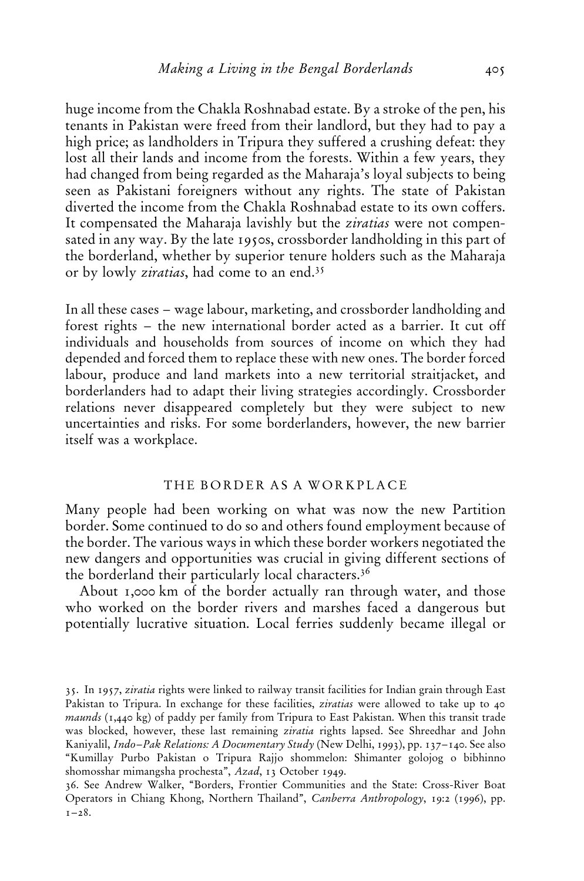huge income from the Chakla Roshnabad estate. By a stroke of the pen, his tenants in Pakistan were freed from their landlord, but they had to pay a high price; as landholders in Tripura they suffered a crushing defeat: they lost all their lands and income from the forests. Within a few years, they had changed from being regarded as the Maharaja's loyal subjects to being seen as Pakistani foreigners without any rights. The state of Pakistan diverted the income from the Chakla Roshnabad estate to its own coffers. It compensated the Maharaja lavishly but the *ziratias* were not compensated in any way. By the late 1950s, crossborder landholding in this part of the borderland, whether by superior tenure holders such as the Maharaja or by lowly *ziratias*, had come to an end.[35]

In all these cases – wage labour, marketing, and crossborder landholding and forest rights – the new international border acted as a barrier. It cut off individuals and households from sources of income on which they had depended and forced them to replace these with new ones. The border forced labour, produce and land markets into a new territorial straitjacket, and borderlanders had to adapt their living strategies accordingly. Crossborder relations never disappeared completely but they were subject to new uncertainties and risks. For some borderlanders, however, the new barrier itself was a workplace.

## THE BORDER AS A WORKPLACE

Many people had been working on what was now the new Partition border. Some continued to do so and others found employment because of the border. The various ways in which these border workers negotiated the new dangers and opportunities was crucial in giving different sections of the borderland their particularly local characters.[36]

About 1,000 km of the border actually ran through water, and those who worked on the border rivers and marshes faced a dangerous but potentially lucrative situation. Local ferries suddenly became illegal or

35. In 1957, *ziratia* rights were linked to railway transit facilities for Indian grain through East Pakistan to Tripura. In exchange for these facilities, *ziratias* were allowed to take up to 40 *maunds* (1,440 kg) of paddy per family from Tripura to East Pakistan. When this transit trade was blocked, however, these last remaining *ziratia* rights lapsed. See Shreedhar and John Kaniyalil, *Indo–Pak Relations: A Documentary Study* (New Delhi, 1993), pp. 137–140. See also "Kumillay Purbo Pakistan o Tripura Rajjo shommelon: Shimanter golojog o bibhinno shomosshar mimangsha prochesta", *Azad*, 13 October 1949.

36. See Andrew Walker, "Borders, Frontier Communities and the State: Cross-River Boat Operators in Chiang Khong, Northern Thailand", *Canberra Anthropology*, 19:2 (1996), pp. 1–28.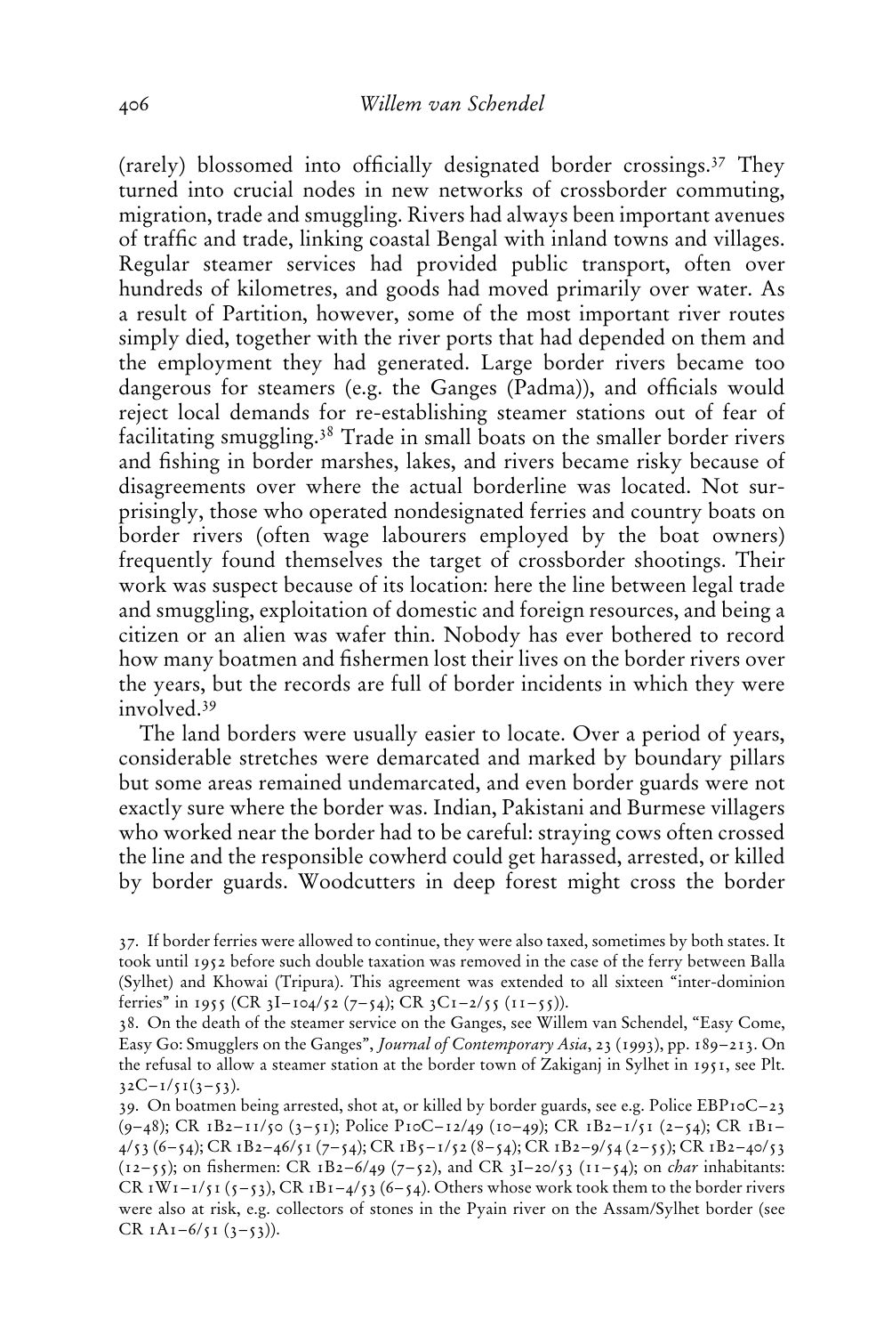(rarely) blossomed into officially designated border crossings.[37] They turned into crucial nodes in new networks of crossborder commuting, migration, trade and smuggling. Rivers had always been important avenues of traffic and trade, linking coastal Bengal with inland towns and villages. Regular steamer services had provided public transport, often over hundreds of kilometres, and goods had moved primarily over water. As a result of Partition, however, some of the most important river routes simply died, together with the river ports that had depended on them and the employment they had generated. Large border rivers became too dangerous for steamers (e.g. the Ganges (Padma)), and officials would reject local demands for re-establishing steamer stations out of fear of facilitating smuggling.[38] Trade in small boats on the smaller border rivers and fishing in border marshes, lakes, and rivers became risky because of disagreements over where the actual borderline was located. Not surprisingly, those who operated nondesignated ferries and country boats on border rivers (often wage labourers employed by the boat owners) frequently found themselves the target of crossborder shootings. Their work was suspect because of its location: here the line between legal trade and smuggling, exploitation of domestic and foreign resources, and being a citizen or an alien was wafer thin. Nobody has ever bothered to record how many boatmen and fishermen lost their lives on the border rivers over the years, but the records are full of border incidents in which they were involved.[39]

The land borders were usually easier to locate. Over a period of years, considerable stretches were demarcated and marked by boundary pillars but some areas remained undemarcated, and even border guards were not exactly sure where the border was. Indian, Pakistani and Burmese villagers who worked near the border had to be careful: straying cows often crossed the line and the responsible cowherd could get harassed, arrested, or killed by border guards. Woodcutters in deep forest might cross the border

37. If border ferries were allowed to continue, they were also taxed, sometimes by both states. It took until 1952 before such double taxation was removed in the case of the ferry between Balla (Sylhet) and Khowai (Tripura). This agreement was extended to all sixteen "inter-dominion ferries" in 1955 (CR 3I–104/52 (7–54); CR 3C1–2/55 (11–55)).

38. On the death of the steamer service on the Ganges, see Willem van Schendel, "Easy Come, Easy Go: Smugglers on the Ganges", *Journal of Contemporary Asia*, 23 (1993), pp. 189–213. On the refusal to allow a steamer station at the border town of Zakiganj in Sylhet in 1951, see Plt. 32C–1/51(3–53).

39. On boatmen being arrested, shot at, or killed by border guards, see e.g. Police EBP10C–23 (9–48); CR 1B2–11/50 (3–51); Police P10C–12/49 (10–49); CR 1B2–1/51 (2–54); CR 1B1–4/53 (6–54); CR 1B2–46/51 (7–54); CR 1B5–1/52 (8–54); CR 1B2–9/54 (2–55); CR 1B2–40/53 (12–55); on fishermen: CR 1B2–6/49 (7–52), and CR 3I–20/53 (11–54); on *char* inhabitants: CR 1W1–1/51 (5–53), CR 1B1–4/53 (6–54). Others whose work took them to the border rivers were also at risk, e.g. collectors of stones in the Pyain river on the Assam/Sylhet border (see CR 1A1–6/51 (3–53)).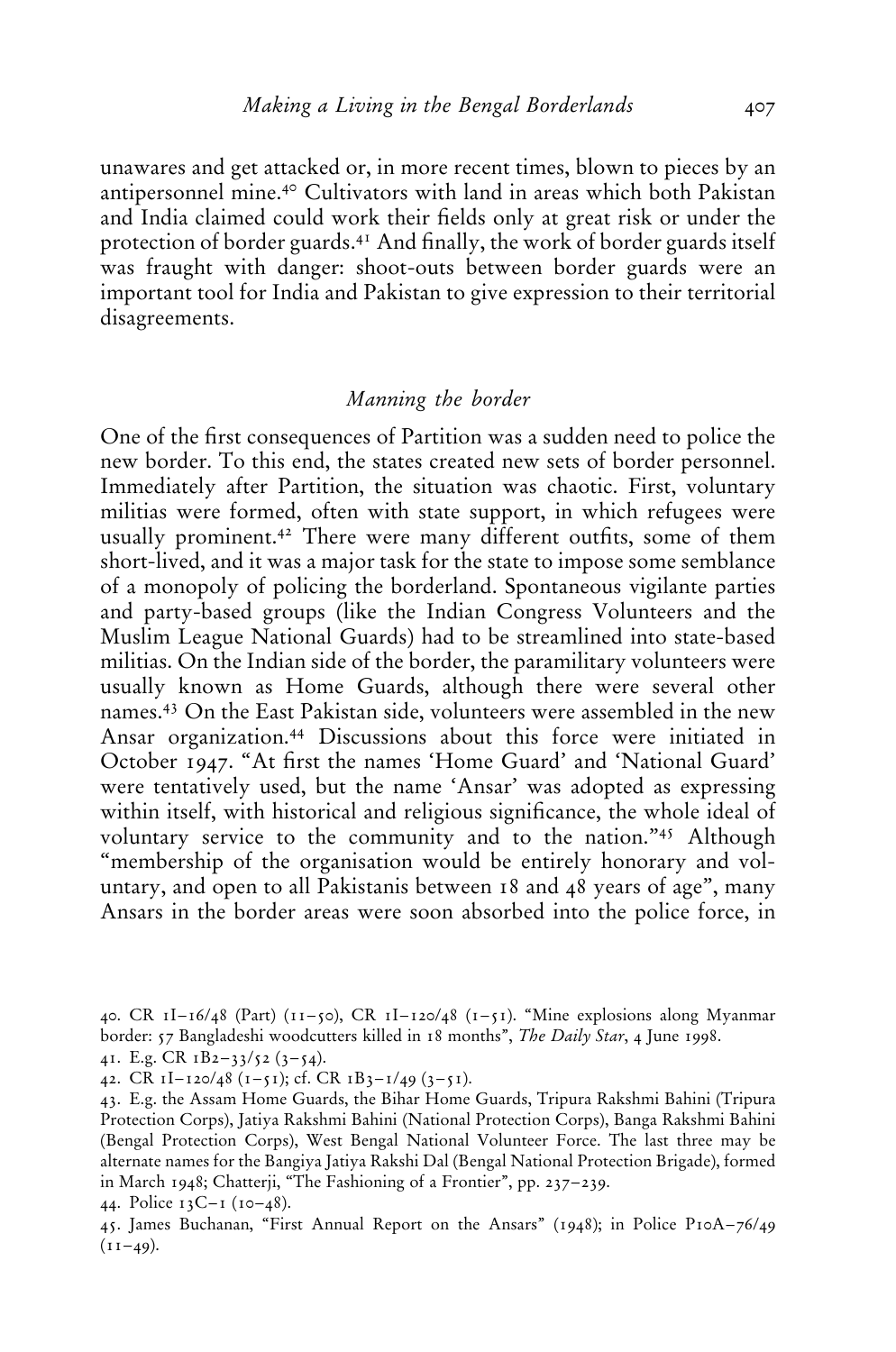unawares and get attacked or, in more recent times, blown to pieces by an antipersonnel mine.[40] Cultivators with land in areas which both Pakistan and India claimed could work their fields only at great risk or under the protection of border guards.[41] And finally, the work of border guards itself was fraught with danger: shoot-outs between border guards were an important tool for India and Pakistan to give expression to their territorial disagreements.

## *Manning the border*

One of the first consequences of Partition was a sudden need to police the new border. To this end, the states created new sets of border personnel. Immediately after Partition, the situation was chaotic. First, voluntary militias were formed, often with state support, in which refugees were usually prominent.[42] There were many different outfits, some of them short-lived, and it was a major task for the state to impose some semblance of a monopoly of policing the borderland. Spontaneous vigilante parties and party-based groups (like the Indian Congress Volunteers and the Muslim League National Guards) had to be streamlined into state-based militias. On the Indian side of the border, the paramilitary volunteers were usually known as Home Guards, although there were several other names.[43] On the East Pakistan side, volunteers were assembled in the new Ansar organization.[44] Discussions about this force were initiated in October 1947. "At first the names 'Home Guard' and 'National Guard' were tentatively used, but the name 'Ansar' was adopted as expressing within itself, with historical and religious significance, the whole ideal of voluntary service to the community and to the nation."[45] Although "membership of the organisation would be entirely honorary and voluntary, and open to all Pakistanis between 18 and 48 years of age", many Ansars in the border areas were soon absorbed into the police force, in

40. CR 1I–16/48 (Part) (11–50), CR 1I–120/48 (1–51). "Mine explosions along Myanmar border: 57 Bangladeshi woodcutters killed in 18 months", *The Daily Star*, 4 June 1998.

41. E.g. CR 1B2–33/52 (3–54).

42. CR 1I–120/48 (1–51); cf. CR 1B3–1/49 (3–51).

43. E.g. the Assam Home Guards, the Bihar Home Guards, Tripura Rakshmi Bahini (Tripura Protection Corps), Jatiya Rakshmi Bahini (National Protection Corps), Banga Rakshmi Bahini (Bengal Protection Corps), West Bengal National Volunteer Force. The last three may be alternate names for the Bangiya Jatiya Rakshi Dal (Bengal National Protection Brigade), formed in March 1948; Chatterji, "The Fashioning of a Frontier", pp. 237–239.

44. Police 13C–1 (10–48).

45. James Buchanan, "First Annual Report on the Ansars" (1948); in Police P10A–76/49 (11–49).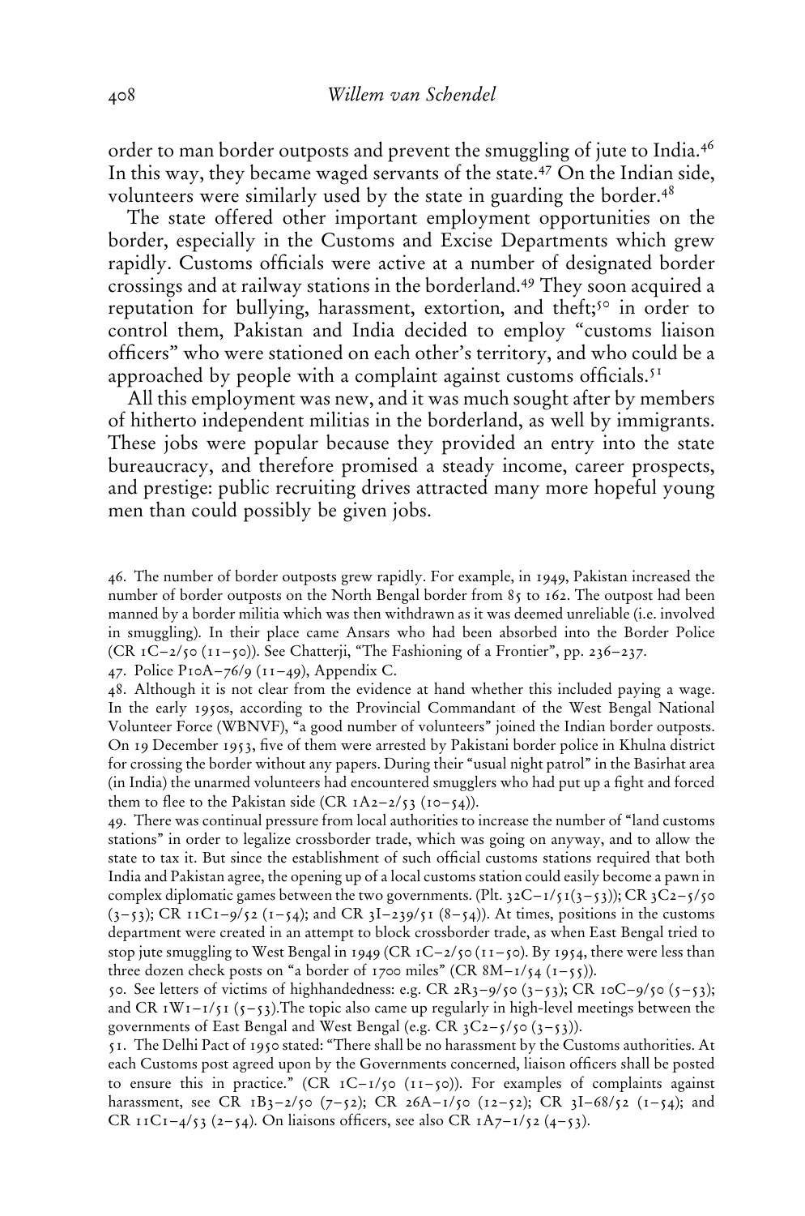order to man border outposts and prevent the smuggling of jute to India.[46] In this way, they became waged servants of the state.[47] On the Indian side, volunteers were similarly used by the state in guarding the border.[48]

The state offered other important employment opportunities on the border, especially in the Customs and Excise Departments which grew rapidly. Customs officials were active at a number of designated border crossings and at railway stations in the borderland.[49] They soon acquired a reputation for bullying, harassment, extortion, and theft;[50] in order to control them, Pakistan and India decided to employ "customs liaison officers" who were stationed on each other's territory, and who could be a approached by people with a complaint against customs officials.[51]

All this employment was new, and it was much sought after by members of hitherto independent militias in the borderland, as well by immigrants. These jobs were popular because they provided an entry into the state bureaucracy, and therefore promised a steady income, career prospects, and prestige: public recruiting drives attracted many more hopeful young men than could possibly be given jobs.

46. The number of border outposts grew rapidly. For example, in 1949, Pakistan increased the number of border outposts on the North Bengal border from 85 to 162. The outpost had been manned by a border militia which was then withdrawn as it was deemed unreliable (i.e. involved in smuggling). In their place came Ansars who had been absorbed into the Border Police (CR 1C–2/50 (11–50)). See Chatterji, "The Fashioning of a Frontier", pp. 236–237.

47. Police P10A–76/9 (11–49), Appendix C.

48. Although it is not clear from the evidence at hand whether this included paying a wage. In the early 1950s, according to the Provincial Commandant of the West Bengal National Volunteer Force (WBNVF), "a good number of volunteers" joined the Indian border outposts. On 19 December 1953, five of them were arrested by Pakistani border police in Khulna district for crossing the border without any papers. During their "usual night patrol" in the Basirhat area (in India) the unarmed volunteers had encountered smugglers who had put up a fight and forced them to flee to the Pakistan side (CR 1A2–2/53 (10–54)).

49. There was continual pressure from local authorities to increase the number of "land customs stations" in order to legalize crossborder trade, which was going on anyway, and to allow the state to tax it. But since the establishment of such official customs stations required that both India and Pakistan agree, the opening up of a local customs station could easily become a pawn in complex diplomatic games between the two governments. (Plt. 32C–1/51(3–53)); CR 3C2–5/50 (3–53); CR 11C1–9/52 (1–54); and CR 3I–239/51 (8–54)). At times, positions in the customs department were created in an attempt to block crossborder trade, as when East Bengal tried to stop jute smuggling to West Bengal in 1949 (CR 1C–2/50 (11–50). By 1954, there were less than three dozen check posts on "a border of 1700 miles" (CR 8M–1/54 (1–55)).

50. See letters of victims of highhandedness: e.g. CR 2R3–9/50 (3–53); CR 10C–9/50 (5–53); and CR 1W1–1/51 (5–53).The topic also came up regularly in high-level meetings between the governments of East Bengal and West Bengal (e.g. CR 3C2–5/50 (3–53)).

51. The Delhi Pact of 1950 stated: "There shall be no harassment by the Customs authorities. At each Customs post agreed upon by the Governments concerned, liaison officers shall be posted to ensure this in practice." (CR 1C–1/50 (11–50)). For examples of complaints against harassment, see CR 1B3–2/50 (7–52); CR 26A–1/50 (12–52); CR 3I–68/52 (1–54); and CR 11C1–4/53 (2–54). On liaisons officers, see also CR 1A7–1/52 (4–53).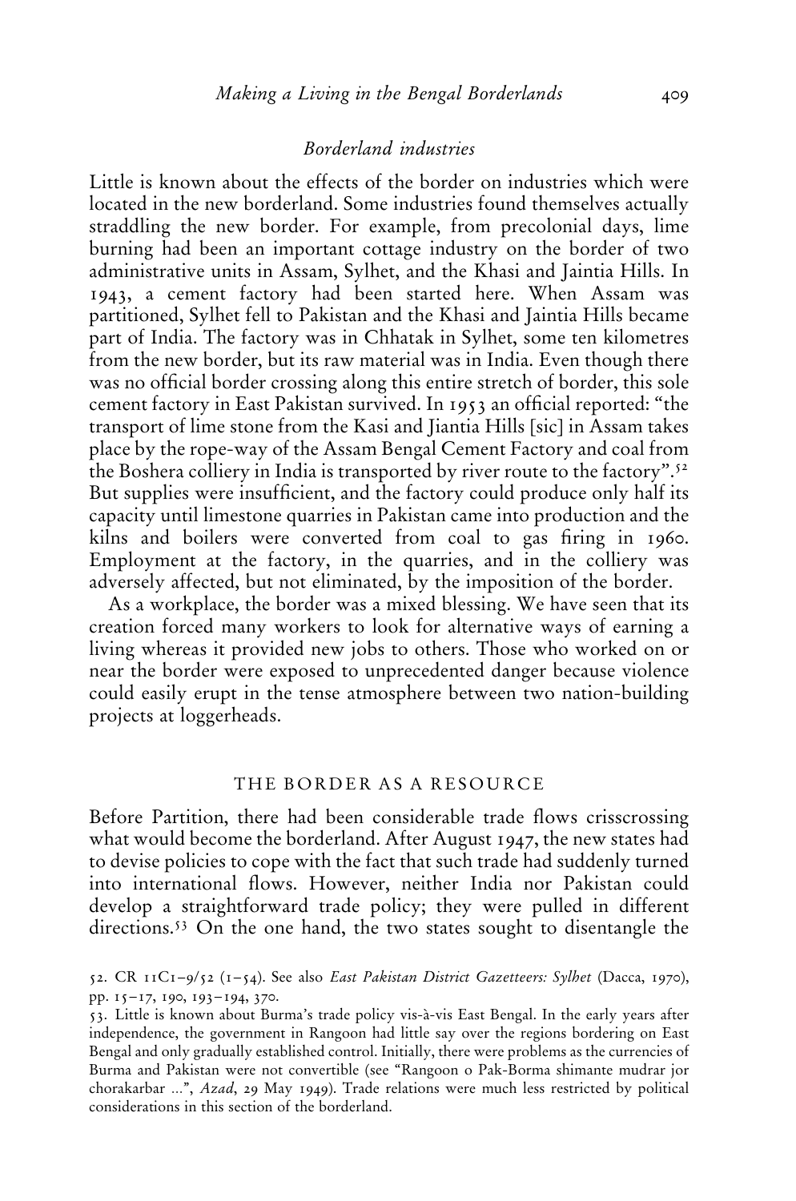### *Borderland industries*

Little is known about the effects of the border on industries which were located in the new borderland. Some industries found themselves actually straddling the new border. For example, from precolonial days, lime burning had been an important cottage industry on the border of two administrative units in Assam, Sylhet, and the Khasi and Jaintia Hills. In 1943, a cement factory had been started here. When Assam was partitioned, Sylhet fell to Pakistan and the Khasi and Jaintia Hills became part of India. The factory was in Chhatak in Sylhet, some ten kilometres from the new border, but its raw material was in India. Even though there was no official border crossing along this entire stretch of border, this sole cement factory in East Pakistan survived. In 1953 an official reported: "the transport of lime stone from the Kasi and Jiantia Hills [sic] in Assam takes place by the rope-way of the Assam Bengal Cement Factory and coal from the Boshera colliery in India is transported by river route to the factory".[52] But supplies were insufficient, and the factory could produce only half its capacity until limestone quarries in Pakistan came into production and the kilns and boilers were converted from coal to gas firing in 1960. Employment at the factory, in the quarries, and in the colliery was adversely affected, but not eliminated, by the imposition of the border.

As a workplace, the border was a mixed blessing. We have seen that its creation forced many workers to look for alternative ways of earning a living whereas it provided new jobs to others. Those who worked on or near the border were exposed to unprecedented danger because violence could easily erupt in the tense atmosphere between two nation-building projects at loggerheads.

## THE BORDER AS A RESOURCE

Before Partition, there had been considerable trade flows crisscrossing what would become the borderland. After August 1947, the new states had to devise policies to cope with the fact that such trade had suddenly turned into international flows. However, neither India nor Pakistan could develop a straightforward trade policy; they were pulled in different directions.[53] On the one hand, the two states sought to disentangle the

52. CR 11C1–9/52 (1–54). See also *East Pakistan District Gazetteers: Sylhet* (Dacca, 1970), pp. 15–17, 190, 193–194, 370.

53. Little is known about Burma's trade policy vis-à-vis East Bengal. In the early years after independence, the government in Rangoon had little say over the regions bordering on East Bengal and only gradually established control. Initially, there were problems as the currencies of Burma and Pakistan were not convertible (see "Rangoon o Pak-Borma shimante mudrar jor chorakarbar …", *Azad*, 29 May 1949). Trade relations were much less restricted by political considerations in this section of the borderland.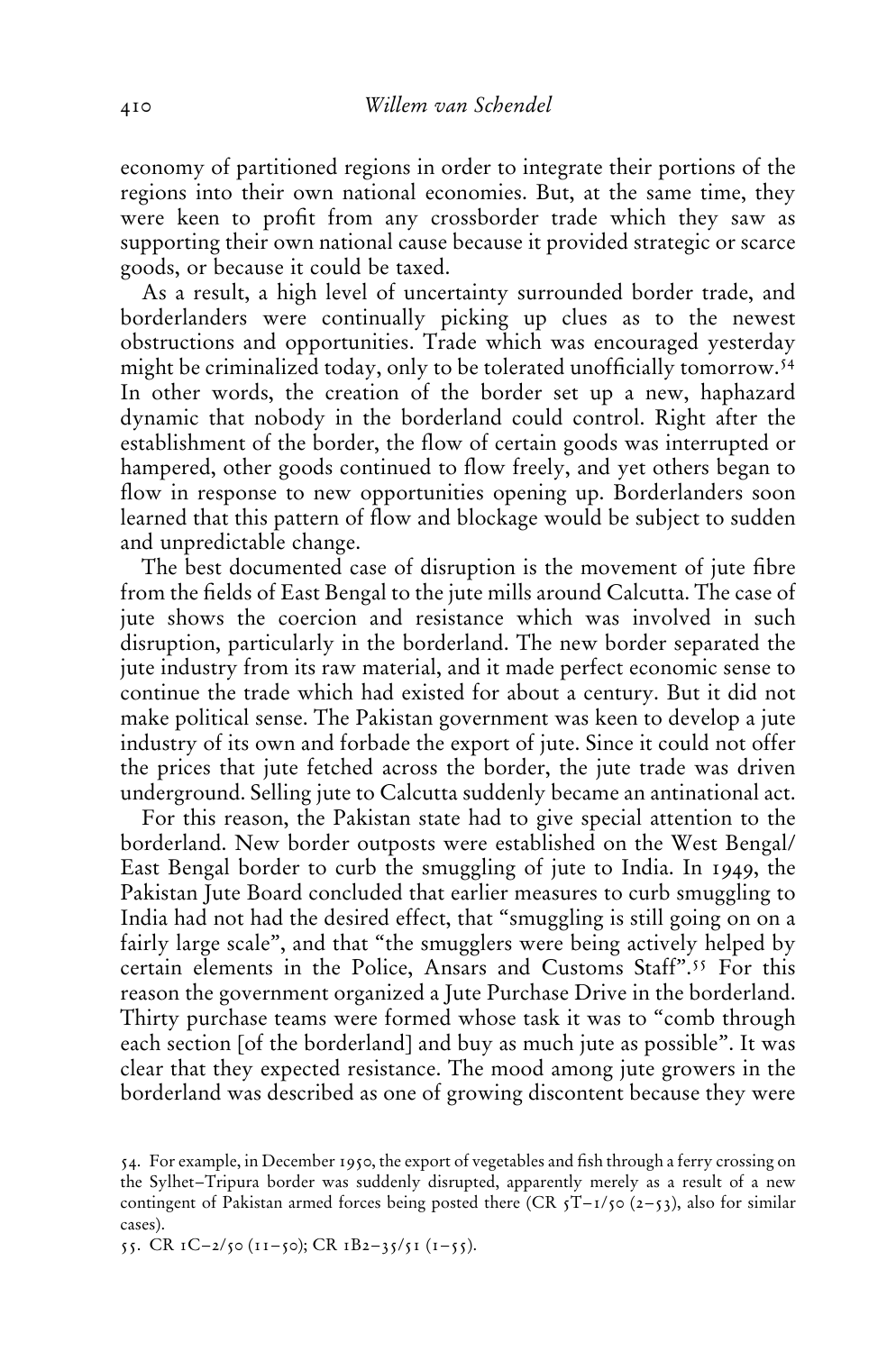economy of partitioned regions in order to integrate their portions of the regions into their own national economies. But, at the same time, they were keen to profit from any crossborder trade which they saw as supporting their own national cause because it provided strategic or scarce goods, or because it could be taxed.

As a result, a high level of uncertainty surrounded border trade, and borderlanders were continually picking up clues as to the newest obstructions and opportunities. Trade which was encouraged yesterday might be criminalized today, only to be tolerated unofficially tomorrow.[54] In other words, the creation of the border set up a new, haphazard dynamic that nobody in the borderland could control. Right after the establishment of the border, the flow of certain goods was interrupted or hampered, other goods continued to flow freely, and yet others began to flow in response to new opportunities opening up. Borderlanders soon learned that this pattern of flow and blockage would be subject to sudden and unpredictable change.

The best documented case of disruption is the movement of jute fibre from the fields of East Bengal to the jute mills around Calcutta. The case of jute shows the coercion and resistance which was involved in such disruption, particularly in the borderland. The new border separated the jute industry from its raw material, and it made perfect economic sense to continue the trade which had existed for about a century. But it did not make political sense. The Pakistan government was keen to develop a jute industry of its own and forbade the export of jute. Since it could not offer the prices that jute fetched across the border, the jute trade was driven underground. Selling jute to Calcutta suddenly became an antinational act.

For this reason, the Pakistan state had to give special attention to the borderland. New border outposts were established on the West Bengal/East Bengal border to curb the smuggling of jute to India. In 1949, the Pakistan Jute Board concluded that earlier measures to curb smuggling to India had not had the desired effect, that "smuggling is still going on on a fairly large scale", and that "the smugglers were being actively helped by certain elements in the Police, Ansars and Customs Staff".[55] For this reason the government organized a Jute Purchase Drive in the borderland. Thirty purchase teams were formed whose task it was to "comb through each section [of the borderland] and buy as much jute as possible". It was clear that they expected resistance. The mood among jute growers in the borderland was described as one of growing discontent because they were

54. For example, in December 1950, the export of vegetables and fish through a ferry crossing on the Sylhet–Tripura border was suddenly disrupted, apparently merely as a result of a new contingent of Pakistan armed forces being posted there (CR 5T–1/50 (2–53), also for similar cases).

55. CR 1C–2/50 (11–50); CR 1B2–35/51 (1–55).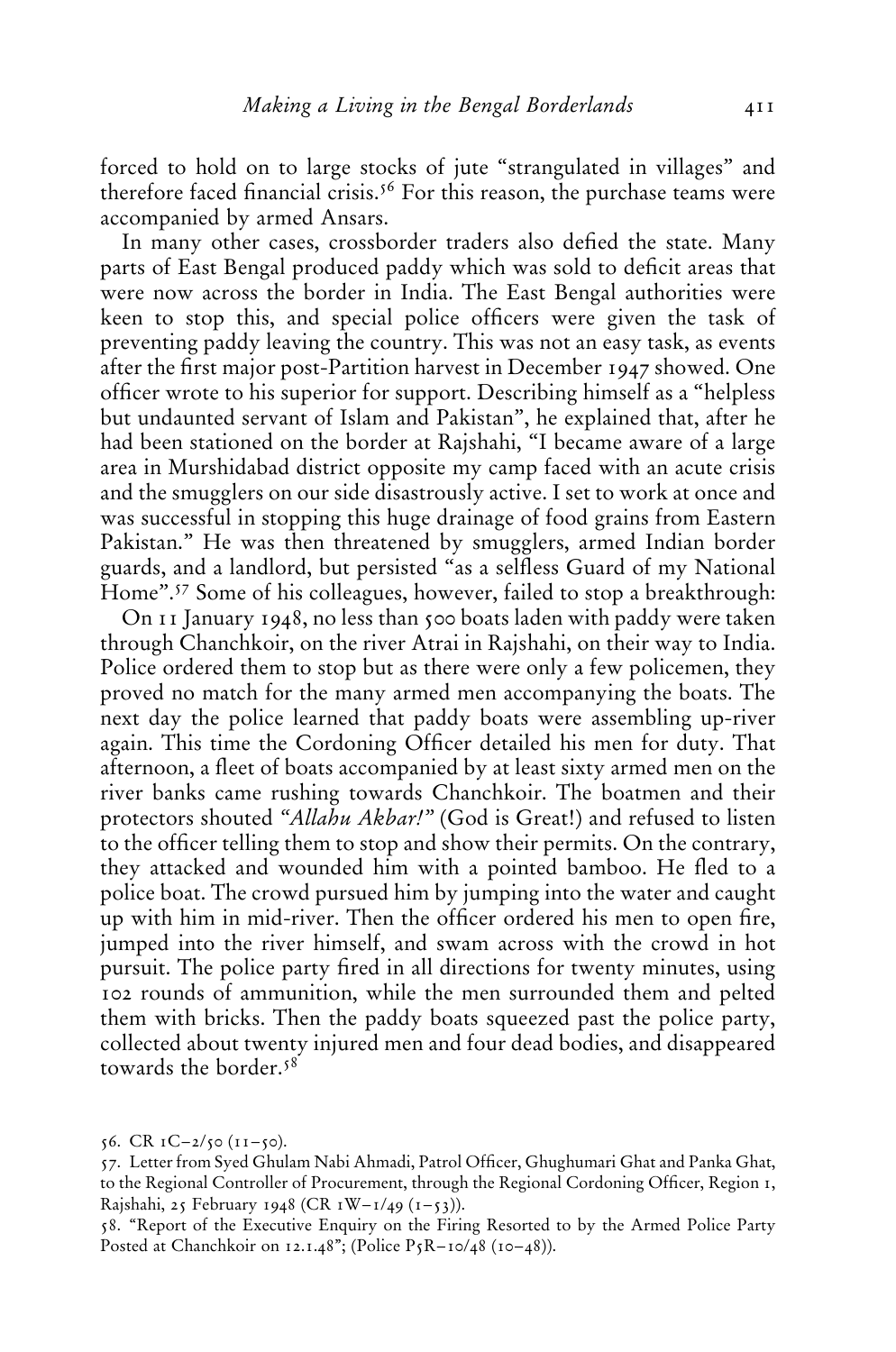forced to hold on to large stocks of jute "strangulated in villages" and therefore faced financial crisis.[56] For this reason, the purchase teams were accompanied by armed Ansars.

In many other cases, crossborder traders also defied the state. Many parts of East Bengal produced paddy which was sold to deficit areas that were now across the border in India. The East Bengal authorities were keen to stop this, and special police officers were given the task of preventing paddy leaving the country. This was not an easy task, as events after the first major post-Partition harvest in December 1947 showed. One officer wrote to his superior for support. Describing himself as a "helpless but undaunted servant of Islam and Pakistan", he explained that, after he had been stationed on the border at Rajshahi, "I became aware of a large area in Murshidabad district opposite my camp faced with an acute crisis and the smugglers on our side disastrously active. I set to work at once and was successful in stopping this huge drainage of food grains from Eastern Pakistan." He was then threatened by smugglers, armed Indian border guards, and a landlord, but persisted "as a selfless Guard of my National Home".[57] Some of his colleagues, however, failed to stop a breakthrough:

On 11 January 1948, no less than 500 boats laden with paddy were taken through Chanchkoir, on the river Atrai in Rajshahi, on their way to India. Police ordered them to stop but as there were only a few policemen, they proved no match for the many armed men accompanying the boats. The next day the police learned that paddy boats were assembling up-river again. This time the Cordoning Officer detailed his men for duty. That afternoon, a fleet of boats accompanied by at least sixty armed men on the river banks came rushing towards Chanchkoir. The boatmen and their protectors shouted "*Allahu Akbar!*" (God is Great!) and refused to listen to the officer telling them to stop and show their permits. On the contrary, they attacked and wounded him with a pointed bamboo. He fled to a police boat. The crowd pursued him by jumping into the water and caught up with him in mid-river. Then the officer ordered his men to open fire, jumped into the river himself, and swam across with the crowd in hot pursuit. The police party fired in all directions for twenty minutes, using 102 rounds of ammunition, while the men surrounded them and pelted them with bricks. Then the paddy boats squeezed past the police party, collected about twenty injured men and four dead bodies, and disappeared towards the border.[58]

56. CR 1C–2/50 (11–50).

57. Letter from Syed Ghulam Nabi Ahmadi, Patrol Officer, Ghughumari Ghat and Panka Ghat, to the Regional Controller of Procurement, through the Regional Cordoning Officer, Region 1, Rajshahi, 25 February 1948 (CR 1W–1/49 (1–53)).

58. "Report of the Executive Enquiry on the Firing Resorted to by the Armed Police Party Posted at Chanchkoir on 12.1.48"; (Police P5R–10/48 (10–48)).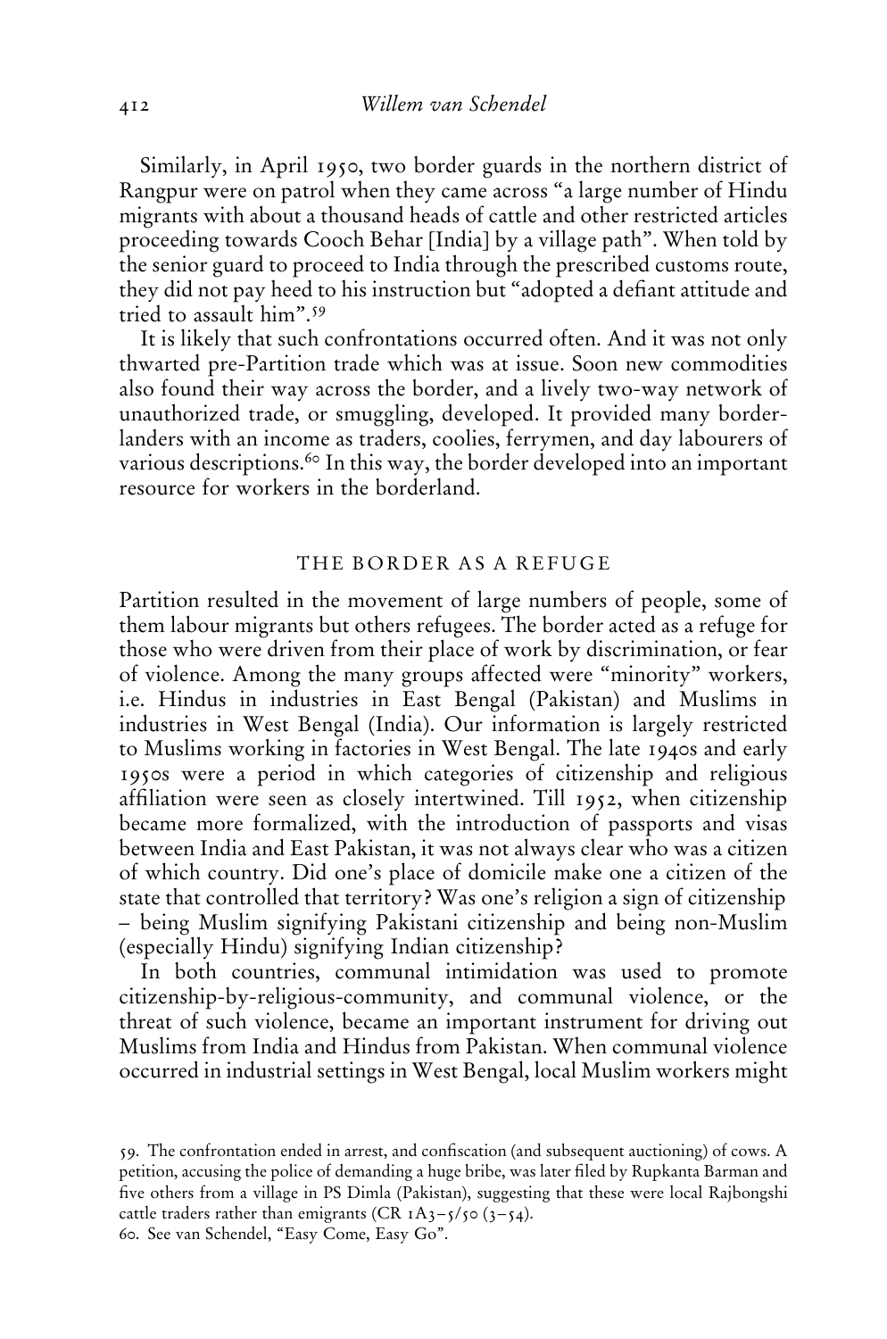Similarly, in April 1950, two border guards in the northern district of Rangpur were on patrol when they came across "a large number of Hindu migrants with about a thousand heads of cattle and other restricted articles proceeding towards Cooch Behar [India] by a village path". When told by the senior guard to proceed to India through the prescribed customs route, they did not pay heed to his instruction but "adopted a defiant attitude and tried to assault him".[59]

It is likely that such confrontations occurred often. And it was not only thwarted pre-Partition trade which was at issue. Soon new commodities also found their way across the border, and a lively two-way network of unauthorized trade, or smuggling, developed. It provided many borderlanders with an income as traders, coolies, ferrymen, and day labourers of various descriptions.[60] In this way, the border developed into an important resource for workers in the borderland.

## THE BORDER AS A REFUGE

Partition resulted in the movement of large numbers of people, some of them labour migrants but others refugees. The border acted as a refuge for those who were driven from their place of work by discrimination, or fear of violence. Among the many groups affected were "minority" workers, i.e. Hindus in industries in East Bengal (Pakistan) and Muslims in industries in West Bengal (India). Our information is largely restricted to Muslims working in factories in West Bengal. The late 1940s and early 1950s were a period in which categories of citizenship and religious affiliation were seen as closely intertwined. Till 1952, when citizenship became more formalized, with the introduction of passports and visas between India and East Pakistan, it was not always clear who was a citizen of which country. Did one's place of domicile make one a citizen of the state that controlled that territory? Was one's religion a sign of citizenship – being Muslim signifying Pakistani citizenship and being non-Muslim (especially Hindu) signifying Indian citizenship?

In both countries, communal intimidation was used to promote citizenship-by-religious-community, and communal violence, or the threat of such violence, became an important instrument for driving out Muslims from India and Hindus from Pakistan. When communal violence occurred in industrial settings in West Bengal, local Muslim workers might

59. The confrontation ended in arrest, and confiscation (and subsequent auctioning) of cows. A petition, accusing the police of demanding a huge bribe, was later filed by Rupkanta Barman and five others from a village in PS Dimla (Pakistan), suggesting that these were local Rajbongshi cattle traders rather than emigrants (CR 1A3–5/50 (3–54).

60. See van Schendel, "Easy Come, Easy Go".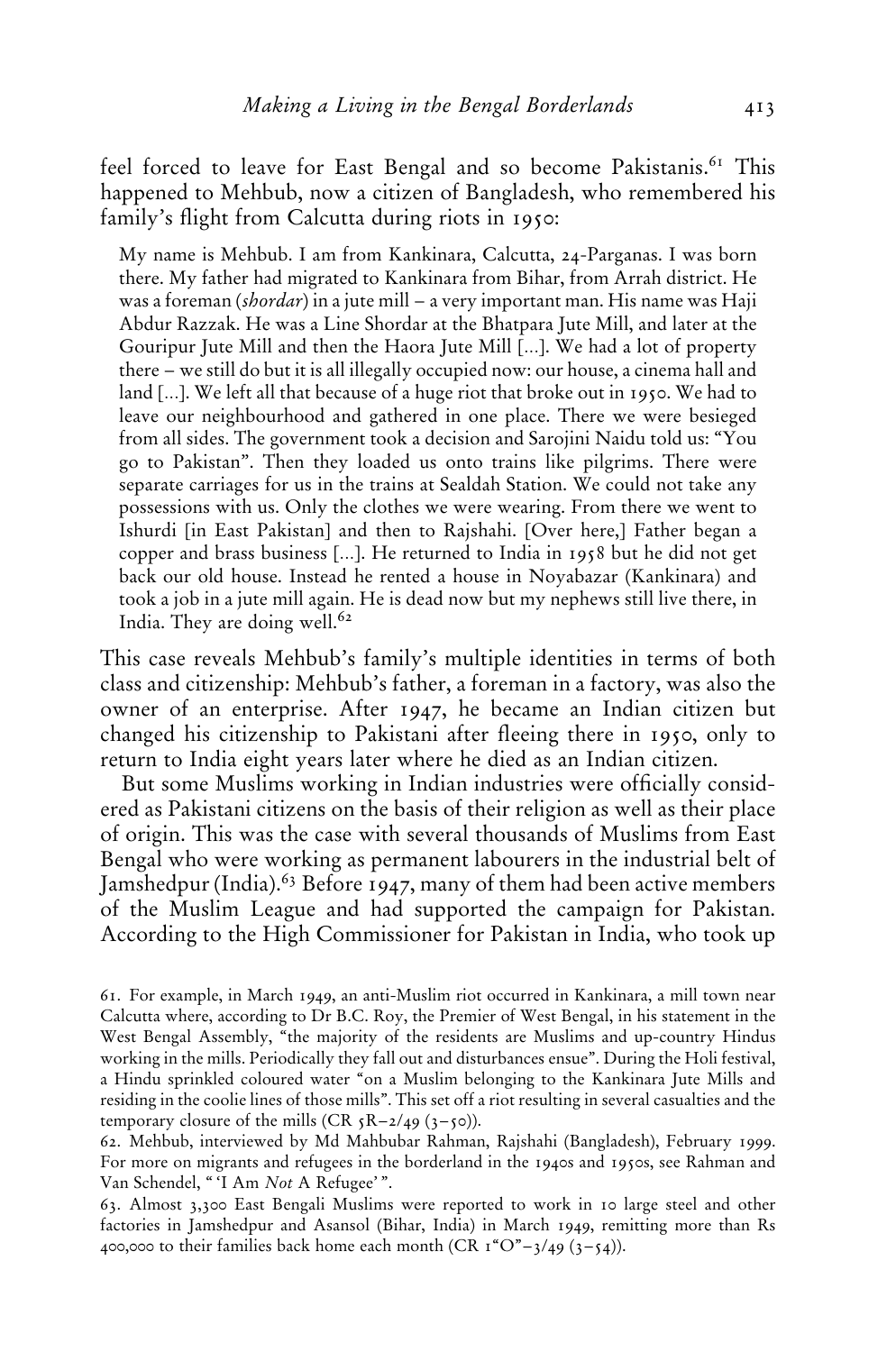feel forced to leave for East Bengal and so become Pakistanis.[61] This happened to Mehbub, now a citizen of Bangladesh, who remembered his family's flight from Calcutta during riots in 1950:

> My name is Mehbub. I am from Kankinara, Calcutta, 24-Parganas. I was born there. My father had migrated to Kankinara from Bihar, from Arrah district. He was a foreman (*shordar*) in a jute mill – a very important man. His name was Haji Abdur Razzak. He was a Line Shordar at the Bhatpara Jute Mill, and later at the Gouripur Jute Mill and then the Haora Jute Mill [...]. We had a lot of property there – we still do but it is all illegally occupied now: our house, a cinema hall and land [...]. We left all that because of a huge riot that broke out in 1950. We had to leave our neighbourhood and gathered in one place. There we were besieged from all sides. The government took a decision and Sarojini Naidu told us: "You go to Pakistan". Then they loaded us onto trains like pilgrims. There were separate carriages for us in the trains at Sealdah Station. We could not take any possessions with us. Only the clothes we were wearing. From there we went to Ishurdi [in East Pakistan] and then to Rajshahi. [Over here,] Father began a copper and brass business [...]. He returned to India in 1958 but he did not get back our old house. Instead he rented a house in Noyabazar (Kankinara) and took a job in a jute mill again. He is dead now but my nephews still live there, in India. They are doing well.[62]

This case reveals Mehbub's family's multiple identities in terms of both class and citizenship: Mehbub's father, a foreman in a factory, was also the owner of an enterprise. After 1947, he became an Indian citizen but changed his citizenship to Pakistani after fleeing there in 1950, only to return to India eight years later where he died as an Indian citizen.

But some Muslims working in Indian industries were officially considered as Pakistani citizens on the basis of their religion as well as their place of origin. This was the case with several thousands of Muslims from East Bengal who were working as permanent labourers in the industrial belt of Jamshedpur (India).[63] Before 1947, many of them had been active members of the Muslim League and had supported the campaign for Pakistan. According to the High Commissioner for Pakistan in India, who took up

61. For example, in March 1949, an anti-Muslim riot occurred in Kankinara, a mill town near Calcutta where, according to Dr B.C. Roy, the Premier of West Bengal, in his statement in the West Bengal Assembly, "the majority of the residents are Muslims and up-country Hindus working in the mills. Periodically they fall out and disturbances ensue". During the Holi festival, a Hindu sprinkled coloured water "on a Muslim belonging to the Kankinara Jute Mills and residing in the coolie lines of those mills". This set off a riot resulting in several casualties and the temporary closure of the mills (CR 5R–2/49 (3–50)).

62. Mehbub, interviewed by Md Mahbubar Rahman, Rajshahi (Bangladesh), February 1999. For more on migrants and refugees in the borderland in the 1940s and 1950s, see Rahman and Van Schendel, "'I Am *Not* A Refugee'".

63. Almost 3,300 East Bengali Muslims were reported to work in 10 large steel and other factories in Jamshedpur and Asansol (Bihar, India) in March 1949, remitting more than Rs 400,000 to their families back home each month (CR 1"O"–3/49 (3–54)).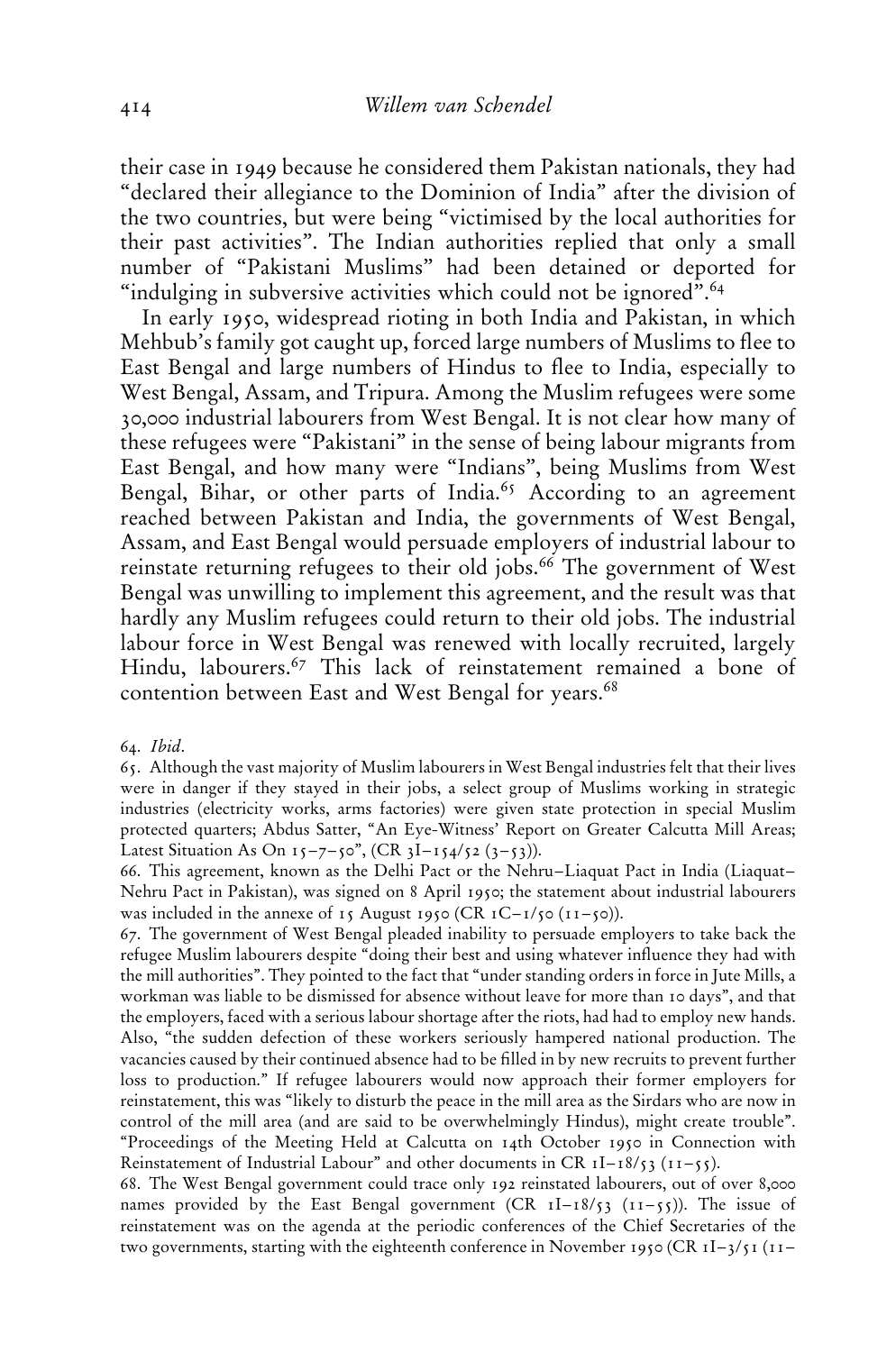their case in 1949 because he considered them Pakistan nationals, they had "declared their allegiance to the Dominion of India" after the division of the two countries, but were being "victimised by the local authorities for their past activities". The Indian authorities replied that only a small number of "Pakistani Muslims" had been detained or deported for "indulging in subversive activities which could not be ignored".[64]

In early 1950, widespread rioting in both India and Pakistan, in which Mehbub's family got caught up, forced large numbers of Muslims to flee to East Bengal and large numbers of Hindus to flee to India, especially to West Bengal, Assam, and Tripura. Among the Muslim refugees were some 30,000 industrial labourers from West Bengal. It is not clear how many of these refugees were "Pakistani" in the sense of being labour migrants from East Bengal, and how many were "Indians", being Muslims from West Bengal, Bihar, or other parts of India.[65] According to an agreement reached between Pakistan and India, the governments of West Bengal, Assam, and East Bengal would persuade employers of industrial labour to reinstate returning refugees to their old jobs.[66] The government of West Bengal was unwilling to implement this agreement, and the result was that hardly any Muslim refugees could return to their old jobs. The industrial labour force in West Bengal was renewed with locally recruited, largely Hindu, labourers.[67] This lack of reinstatement remained a bone of contention between East and West Bengal for years.[68]

64. *Ibid.*

65. Although the vast majority of Muslim labourers in West Bengal industries felt that their lives were in danger if they stayed in their jobs, a select group of Muslims working in strategic industries (electricity works, arms factories) were given state protection in special Muslim protected quarters; Abdus Satter, "An Eye-Witness' Report on Greater Calcutta Mill Areas; Latest Situation As On 15–7–50", (CR 3I–154/52 (3–53)).

66. This agreement, known as the Delhi Pact or the Nehru–Liaquat Pact in India (Liaquat–Nehru Pact in Pakistan), was signed on 8 April 1950; the statement about industrial labourers was included in the annexe of 15 August 1950 (CR 1C–1/50 (11–50)).

67. The government of West Bengal pleaded inability to persuade employers to take back the refugee Muslim labourers despite "doing their best and using whatever influence they had with the mill authorities". They pointed to the fact that "under standing orders in force in Jute Mills, a workman was liable to be dismissed for absence without leave for more than 10 days", and that the employers, faced with a serious labour shortage after the riots, had had to employ new hands. Also, "the sudden defection of these workers seriously hampered national production. The vacancies caused by their continued absence had to be filled in by new recruits to prevent further loss to production." If refugee labourers would now approach their former employers for reinstatement, this was "likely to disturb the peace in the mill area as the Sirdars who are now in control of the mill area (and are said to be overwhelmingly Hindus), might create trouble". "Proceedings of the Meeting Held at Calcutta on 14th October 1950 in Connection with Reinstatement of Industrial Labour" and other documents in CR 1I–18/53 (11–55).

68. The West Bengal government could trace only 192 reinstated labourers, out of over 8,000 names provided by the East Bengal government (CR 1I–18/53 (11–55)). The issue of reinstatement was on the agenda at the periodic conferences of the Chief Secretaries of the two governments, starting with the eighteenth conference in November 1950 (CR 1I–3/51 (11–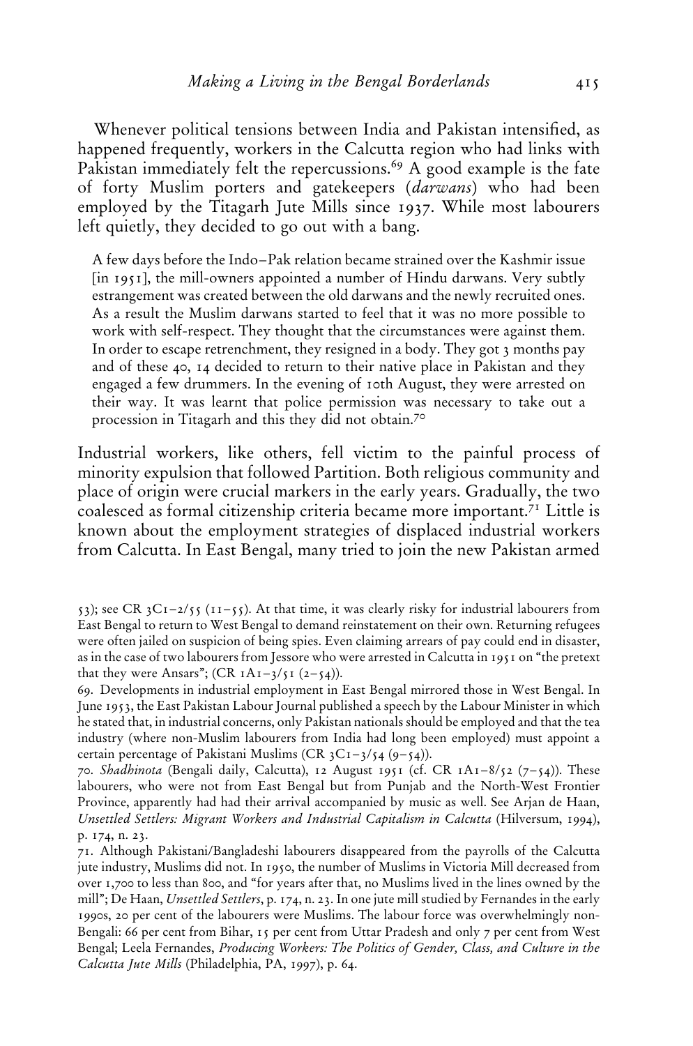Whenever political tensions between India and Pakistan intensified, as happened frequently, workers in the Calcutta region who had links with Pakistan immediately felt the repercussions.[69] A good example is the fate of forty Muslim porters and gatekeepers (*darwans*) who had been employed by the Titagarh Jute Mills since 1937. While most labourers left quietly, they decided to go out with a bang.

> A few days before the Indo–Pak relation became strained over the Kashmir issue [in 1951], the mill-owners appointed a number of Hindu darwans. Very subtly estrangement was created between the old darwans and the newly recruited ones. As a result the Muslim darwans started to feel that it was no more possible to work with self-respect. They thought that the circumstances were against them. In order to escape retrenchment, they resigned in a body. They got 3 months pay and of these 40, 14 decided to return to their native place in Pakistan and they engaged a few drummers. In the evening of 10th August, they were arrested on their way. It was learnt that police permission was necessary to take out a procession in Titagarh and this they did not obtain.[70]

Industrial workers, like others, fell victim to the painful process of minority expulsion that followed Partition. Both religious community and place of origin were crucial markers in the early years. Gradually, the two coalesced as formal citizenship criteria became more important.[71] Little is known about the employment strategies of displaced industrial workers from Calcutta. In East Bengal, many tried to join the new Pakistan armed

---

53); see CR 3C1–2/55 (11–55). At that time, it was clearly risky for industrial labourers from East Bengal to return to West Bengal to demand reinstatement on their own. Returning refugees were often jailed on suspicion of being spies. Even claiming arrears of pay could end in disaster, as in the case of two labourers from Jessore who were arrested in Calcutta in 1951 on "the pretext that they were Ansars"; (CR 1A1–3/51 (2–54)).

69. Developments in industrial employment in East Bengal mirrored those in West Bengal. In June 1953, the East Pakistan Labour Journal published a speech by the Labour Minister in which he stated that, in industrial concerns, only Pakistan nationals should be employed and that the tea industry (where non-Muslim labourers from India had long been employed) must appoint a certain percentage of Pakistani Muslims (CR 3C1–3/54 (9–54)).

70. *Shadhinota* (Bengali daily, Calcutta), 12 August 1951 (cf. CR 1A1–8/52 (7–54)). These labourers, who were not from East Bengal but from Punjab and the North-West Frontier Province, apparently had had their arrival accompanied by music as well. See Arjan de Haan, *Unsettled Settlers: Migrant Workers and Industrial Capitalism in Calcutta* (Hilversum, 1994), p. 174, n. 23.

71. Although Pakistani/Bangladeshi labourers disappeared from the payrolls of the Calcutta jute industry, Muslims did not. In 1950, the number of Muslims in Victoria Mill decreased from over 1,700 to less than 800, and "for years after that, no Muslims lived in the lines owned by the mill"; De Haan, *Unsettled Settlers*, p. 174, n. 23. In one jute mill studied by Fernandes in the early 1990s, 20 per cent of the labourers were Muslims. The labour force was overwhelmingly non-Bengali: 66 per cent from Bihar, 15 per cent from Uttar Pradesh and only 7 per cent from West Bengal; Leela Fernandes, *Producing Workers: The Politics of Gender, Class, and Culture in the Calcutta Jute Mills* (Philadelphia, PA, 1997), p. 64.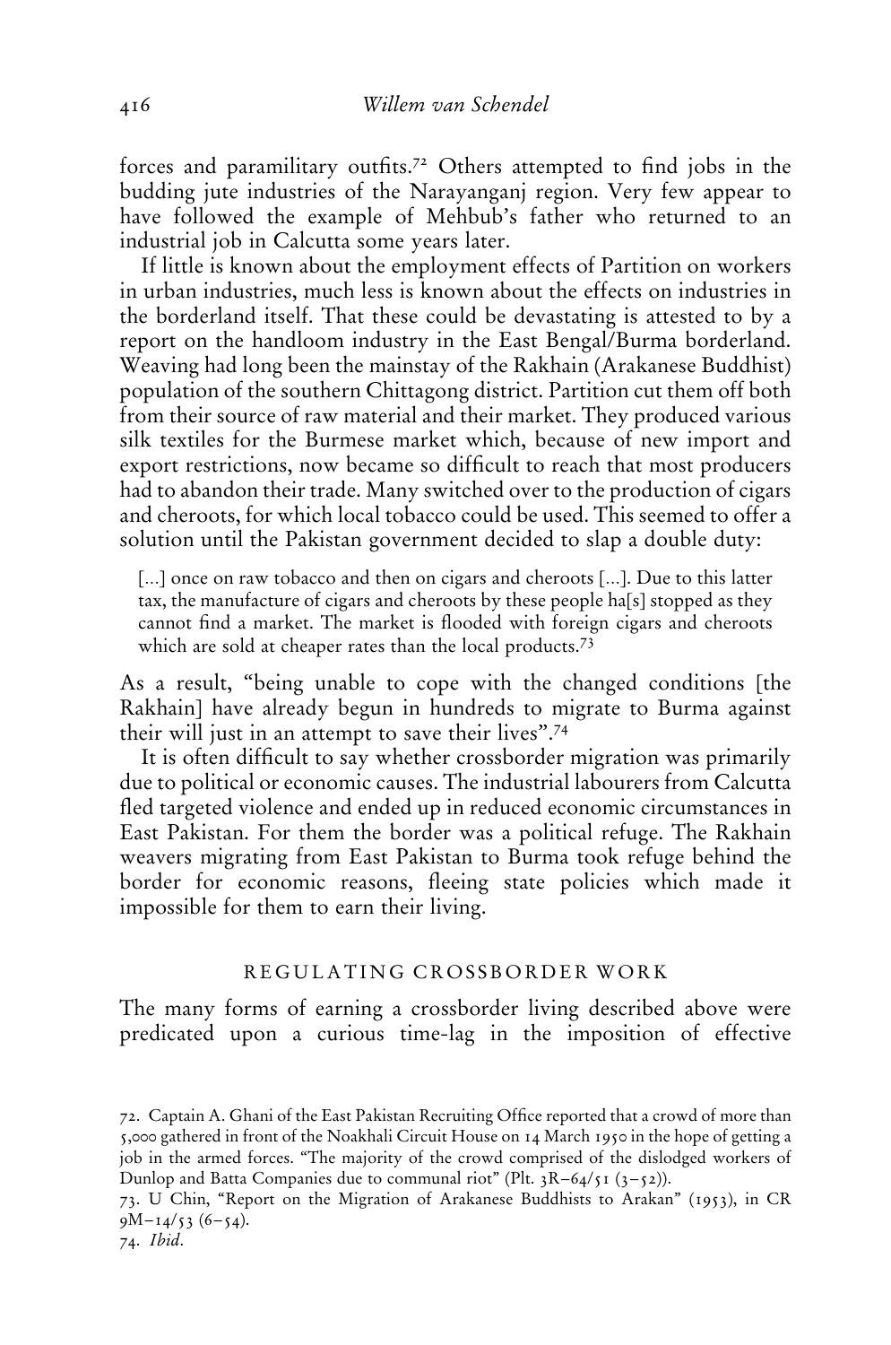forces and paramilitary outfits.[72] Others attempted to find jobs in the budding jute industries of the Narayanganj region. Very few appear to have followed the example of Mehbub's father who returned to an industrial job in Calcutta some years later.

If little is known about the employment effects of Partition on workers in urban industries, much less is known about the effects on industries in the borderland itself. That these could be devastating is attested to by a report on the handloom industry in the East Bengal/Burma borderland. Weaving had long been the mainstay of the Rakhain (Arakanese Buddhist) population of the southern Chittagong district. Partition cut them off both from their source of raw material and their market. They produced various silk textiles for the Burmese market which, because of new import and export restrictions, now became so difficult to reach that most producers had to abandon their trade. Many switched over to the production of cigars and cheroots, for which local tobacco could be used. This seemed to offer a solution until the Pakistan government decided to slap a double duty:

> [...] once on raw tobacco and then on cigars and cheroots [...]. Due to this latter tax, the manufacture of cigars and cheroots by these people ha[s] stopped as they cannot find a market. The market is flooded with foreign cigars and cheroots which are sold at cheaper rates than the local products.[73]

As a result, "being unable to cope with the changed conditions [the Rakhain] have already begun in hundreds to migrate to Burma against their will just in an attempt to save their lives".[74]

It is often difficult to say whether crossborder migration was primarily due to political or economic causes. The industrial labourers from Calcutta fled targeted violence and ended up in reduced economic circumstances in East Pakistan. For them the border was a political refuge. The Rakhain weavers migrating from East Pakistan to Burma took refuge behind the border for economic reasons, fleeing state policies which made it impossible for them to earn their living.

## REGULATING CROSSBORDER WORK

The many forms of earning a crossborder living described above were predicated upon a curious time-lag in the imposition of effective

72. Captain A. Ghani of the East Pakistan Recruiting Office reported that a crowd of more than 5,000 gathered in front of the Noakhali Circuit House on 14 March 1950 in the hope of getting a job in the armed forces. "The majority of the crowd comprised of the dislodged workers of Dunlop and Batta Companies due to communal riot" (Plt. 3R–64/51 (3–52)).

73. U Chin, "Report on the Migration of Arakanese Buddhists to Arakan" (1953), in CR 9M–14/53 (6–54).

74. *Ibid.*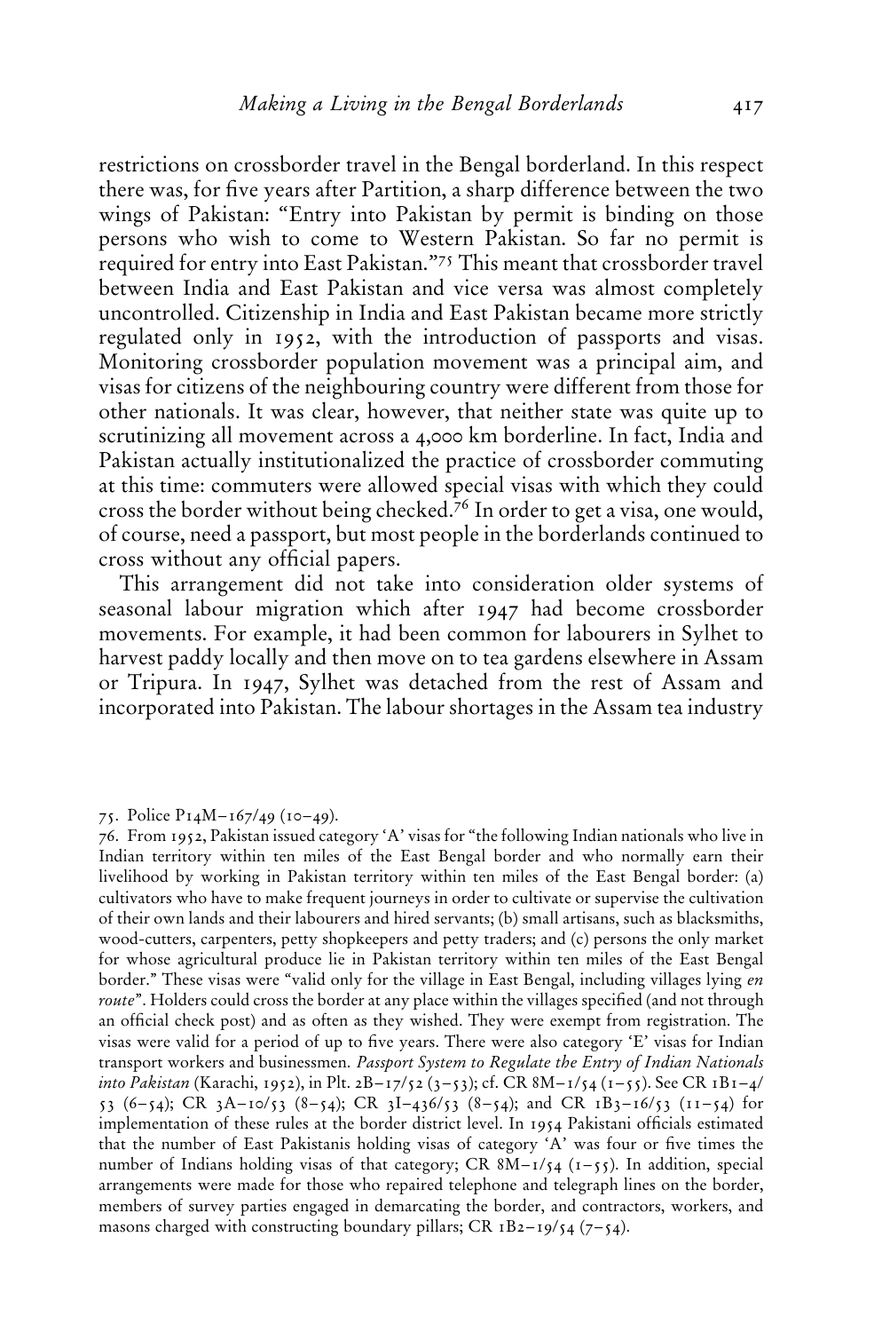restrictions on crossborder travel in the Bengal borderland. In this respect there was, for five years after Partition, a sharp difference between the two wings of Pakistan: "Entry into Pakistan by permit is binding on those persons who wish to come to Western Pakistan. So far no permit is required for entry into East Pakistan."[75] This meant that crossborder travel between India and East Pakistan and vice versa was almost completely uncontrolled. Citizenship in India and East Pakistan became more strictly regulated only in 1952, with the introduction of passports and visas. Monitoring crossborder population movement was a principal aim, and visas for citizens of the neighbouring country were different from those for other nationals. It was clear, however, that neither state was quite up to scrutinizing all movement across a 4,000 km borderline. In fact, India and Pakistan actually institutionalized the practice of crossborder commuting at this time: commuters were allowed special visas with which they could cross the border without being checked.[76] In order to get a visa, one would, of course, need a passport, but most people in the borderlands continued to cross without any official papers.

This arrangement did not take into consideration older systems of seasonal labour migration which after 1947 had become crossborder movements. For example, it had been common for labourers in Sylhet to harvest paddy locally and then move on to tea gardens elsewhere in Assam or Tripura. In 1947, Sylhet was detached from the rest of Assam and incorporated into Pakistan. The labour shortages in the Assam tea industry

75. Police P14M–167/49 (10–49).

76. From 1952, Pakistan issued category 'A' visas for "the following Indian nationals who live in Indian territory within ten miles of the East Bengal border and who normally earn their livelihood by working in Pakistan territory within ten miles of the East Bengal border: (a) cultivators who have to make frequent journeys in order to cultivate or supervise the cultivation of their own lands and their labourers and hired servants; (b) small artisans, such as blacksmiths, wood-cutters, carpenters, petty shopkeepers and petty traders; and (c) persons the only market for whose agricultural produce lie in Pakistan territory within ten miles of the East Bengal border." These visas were "valid only for the village in East Bengal, including villages lying *en route*". Holders could cross the border at any place within the villages specified (and not through an official check post) and as often as they wished. They were exempt from registration. The visas were valid for a period of up to five years. There were also category 'E' visas for Indian transport workers and businessmen. *Passport System to Regulate the Entry of Indian Nationals into Pakistan* (Karachi, 1952), in Plt. 2B–17/52 (3–53); cf. CR 8M–1/54 (1–55). See CR 1B1–4/53 (6–54); CR 3A–10/53 (8–54); CR 3I–436/53 (8–54); and CR 1B3–16/53 (11–54) for implementation of these rules at the border district level. In 1954 Pakistani officials estimated that the number of East Pakistanis holding visas of category 'A' was four or five times the number of Indians holding visas of that category; CR 8M–1/54 (1–55). In addition, special arrangements were made for those who repaired telephone and telegraph lines on the border, members of survey parties engaged in demarcating the border, and contractors, workers, and masons charged with constructing boundary pillars; CR 1B2–19/54 (7–54).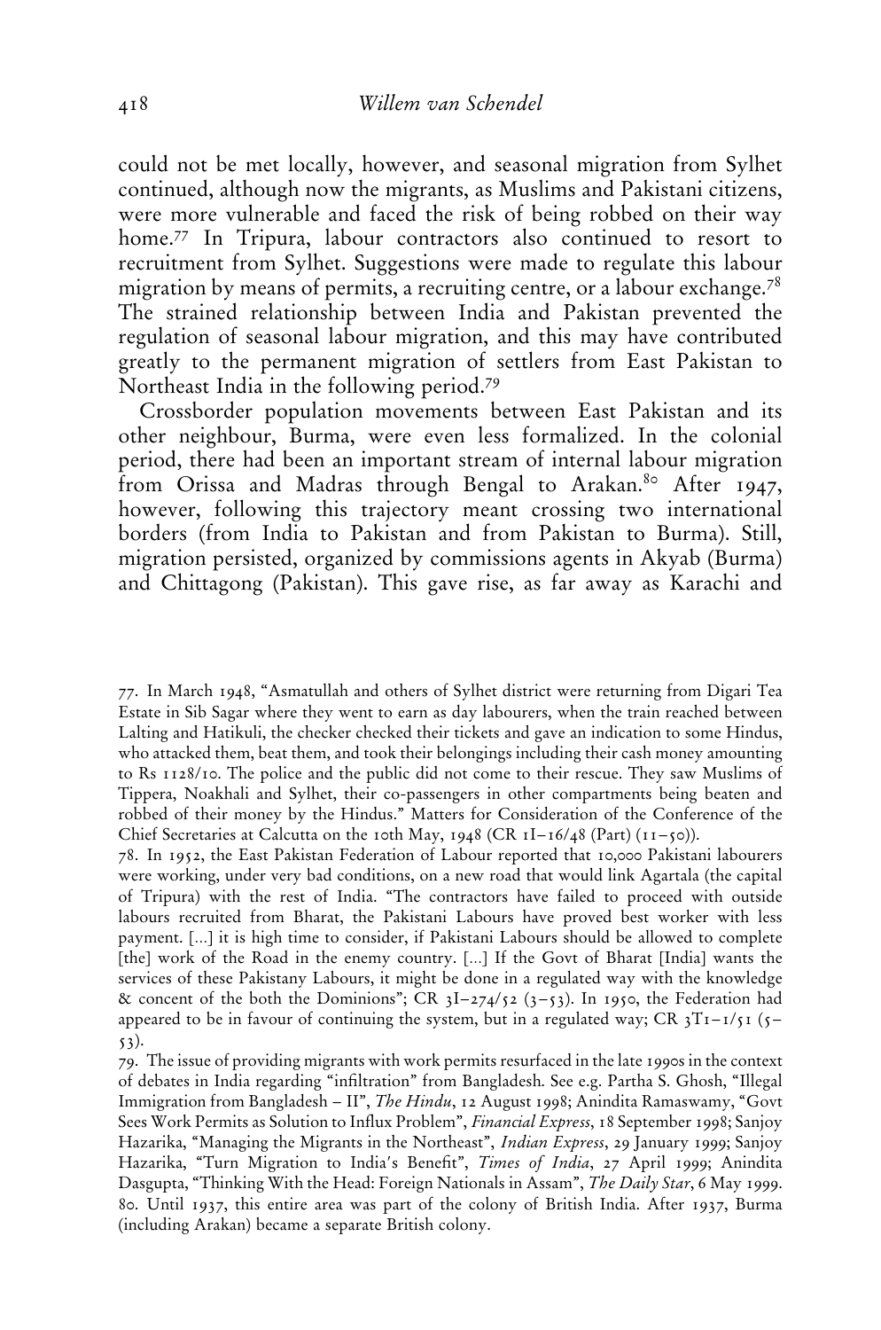could not be met locally, however, and seasonal migration from Sylhet continued, although now the migrants, as Muslims and Pakistani citizens, were more vulnerable and faced the risk of being robbed on their way home.[77] In Tripura, labour contractors also continued to resort to recruitment from Sylhet. Suggestions were made to regulate this labour migration by means of permits, a recruiting centre, or a labour exchange.[78] The strained relationship between India and Pakistan prevented the regulation of seasonal labour migration, and this may have contributed greatly to the permanent migration of settlers from East Pakistan to Northeast India in the following period.[79]

Crossborder population movements between East Pakistan and its other neighbour, Burma, were even less formalized. In the colonial period, there had been an important stream of internal labour migration from Orissa and Madras through Bengal to Arakan.[80] After 1947, however, following this trajectory meant crossing two international borders (from India to Pakistan and from Pakistan to Burma). Still, migration persisted, organized by commissions agents in Akyab (Burma) and Chittagong (Pakistan). This gave rise, as far away as Karachi and

77. In March 1948, "Asmatullah and others of Sylhet district were returning from Digari Tea Estate in Sib Sagar where they went to earn as day labourers, when the train reached between Lalting and Hatikuli, the checker checked their tickets and gave an indication to some Hindus, who attacked them, beat them, and took their belongings including their cash money amounting to Rs 1128/10. The police and the public did not come to their rescue. They saw Muslims of Tippera, Noakhali and Sylhet, their co-passengers in other compartments being beaten and robbed of their money by the Hindus." Matters for Consideration of the Conference of the Chief Secretaries at Calcutta on the 10th May, 1948 (CR 1I–16/48 (Part) (11–50)).

78. In 1952, the East Pakistan Federation of Labour reported that 10,000 Pakistani labourers were working, under very bad conditions, on a new road that would link Agartala (the capital of Tripura) with the rest of India. "The contractors have failed to proceed with outside labours recruited from Bharat, the Pakistani Labours have proved best worker with less payment. [...] it is high time to consider, if Pakistani Labours should be allowed to complete [the] work of the Road in the enemy country. [...] If the Govt of Bharat [India] wants the services of these Pakistany Labours, it might be done in a regulated way with the knowledge & concent of the both the Dominions"; CR 3I–274/52 (3–53). In 1950, the Federation had appeared to be in favour of continuing the system, but in a regulated way; CR 3T1–1/51 (5–53).

79. The issue of providing migrants with work permits resurfaced in the late 1990s in the context of debates in India regarding "infiltration" from Bangladesh. See e.g. Partha S. Ghosh, "Illegal Immigration from Bangladesh – II", *The Hindu*, 12 August 1998; Anindita Ramaswamy, "Govt Sees Work Permits as Solution to Influx Problem", *Financial Express*, 18 September 1998; Sanjoy Hazarika, "Managing the Migrants in the Northeast", *Indian Express*, 29 January 1999; Sanjoy Hazarika, "Turn Migration to India's Benefit", *Times of India*, 27 April 1999; Anindita Dasgupta, "Thinking With the Head: Foreign Nationals in Assam", *The Daily Star*, 6 May 1999.

80. Until 1937, this entire area was part of the colony of British India. After 1937, Burma (including Arakan) became a separate British colony.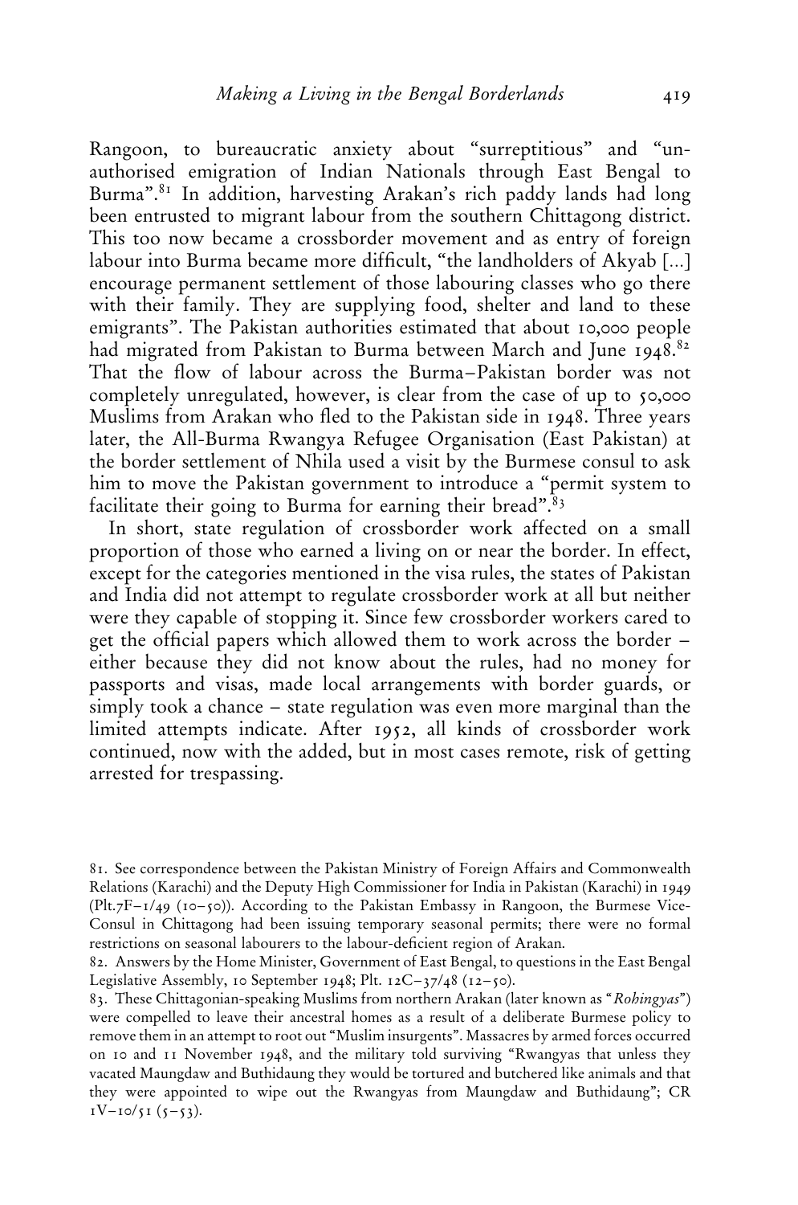Rangoon, to bureaucratic anxiety about "surreptitious" and "unauthorised emigration of Indian Nationals through East Bengal to Burma".[81] In addition, harvesting Arakan's rich paddy lands had long been entrusted to migrant labour from the southern Chittagong district. This too now became a crossborder movement and as entry of foreign labour into Burma became more difficult, "the landholders of Akyab [...] encourage permanent settlement of those labouring classes who go there with their family. They are supplying food, shelter and land to these emigrants". The Pakistan authorities estimated that about 10,000 people had migrated from Pakistan to Burma between March and June 1948.[82] That the flow of labour across the Burma–Pakistan border was not completely unregulated, however, is clear from the case of up to 50,000 Muslims from Arakan who fled to the Pakistan side in 1948. Three years later, the All-Burma Rwangya Refugee Organisation (East Pakistan) at the border settlement of Nhila used a visit by the Burmese consul to ask him to move the Pakistan government to introduce a "permit system to facilitate their going to Burma for earning their bread".[83]

In short, state regulation of crossborder work affected on a small proportion of those who earned a living on or near the border. In effect, except for the categories mentioned in the visa rules, the states of Pakistan and India did not attempt to regulate crossborder work at all but neither were they capable of stopping it. Since few crossborder workers cared to get the official papers which allowed them to work across the border – either because they did not know about the rules, had no money for passports and visas, made local arrangements with border guards, or simply took a chance – state regulation was even more marginal than the limited attempts indicate. After 1952, all kinds of crossborder work continued, now with the added, but in most cases remote, risk of getting arrested for trespassing.

81. See correspondence between the Pakistan Ministry of Foreign Affairs and Commonwealth Relations (Karachi) and the Deputy High Commissioner for India in Pakistan (Karachi) in 1949 (Plt.7F–1/49 (10–50)). According to the Pakistan Embassy in Rangoon, the Burmese Vice-Consul in Chittagong had been issuing temporary seasonal permits; there were no formal restrictions on seasonal labourers to the labour-deficient region of Arakan.

82. Answers by the Home Minister, Government of East Bengal, to questions in the East Bengal Legislative Assembly, 10 September 1948; Plt. 12C–37/48 (12–50).

83. These Chittagonian-speaking Muslims from northern Arakan (later known as "*Rohingyas*") were compelled to leave their ancestral homes as a result of a deliberate Burmese policy to remove them in an attempt to root out "Muslim insurgents". Massacres by armed forces occurred on 10 and 11 November 1948, and the military told surviving "Rwangyas that unless they vacated Maungdaw and Buthidaung they would be tortured and butchered like animals and that they were appointed to wipe out the Rwangyas from Maungdaw and Buthidaung"; CR 1V–10/51 (5–53).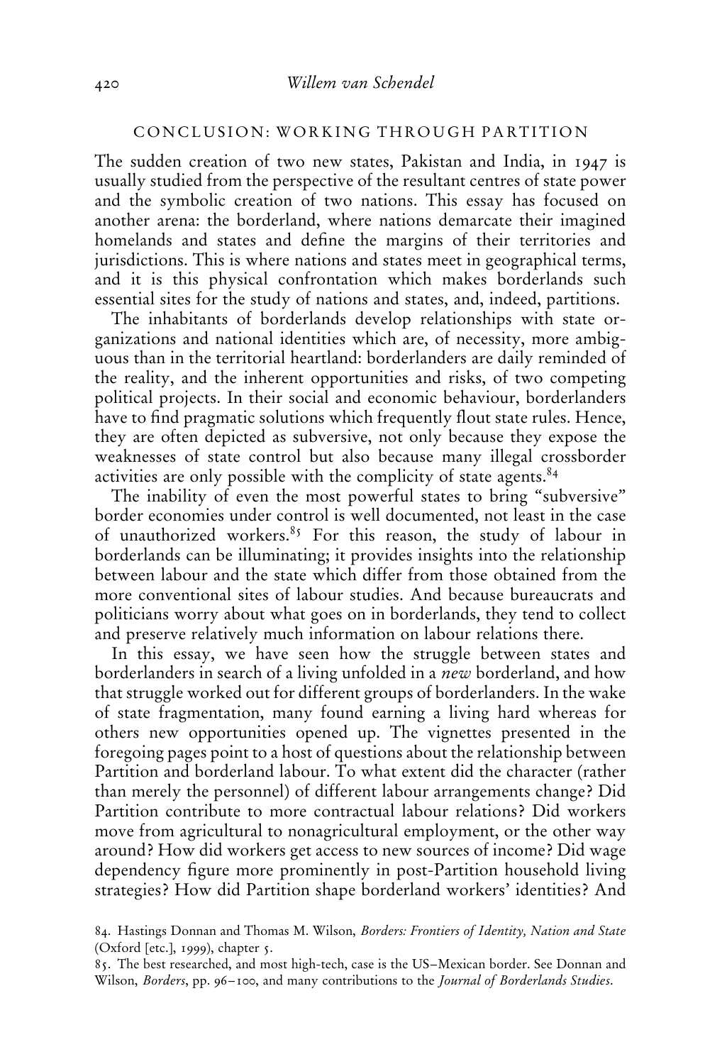## CONCLUSION: WORKING THROUGH PARTITION

The sudden creation of two new states, Pakistan and India, in 1947 is usually studied from the perspective of the resultant centres of state power and the symbolic creation of two nations. This essay has focused on another arena: the borderland, where nations demarcate their imagined homelands and states and define the margins of their territories and jurisdictions. This is where nations and states meet in geographical terms, and it is this physical confrontation which makes borderlands such essential sites for the study of nations and states, and, indeed, partitions.

The inhabitants of borderlands develop relationships with state organizations and national identities which are, of necessity, more ambiguous than in the territorial heartland: borderlanders are daily reminded of the reality, and the inherent opportunities and risks, of two competing political projects. In their social and economic behaviour, borderlanders have to find pragmatic solutions which frequently flout state rules. Hence, they are often depicted as subversive, not only because they expose the weaknesses of state control but also because many illegal crossborder activities are only possible with the complicity of state agents.[84]

The inability of even the most powerful states to bring "subversive" border economies under control is well documented, not least in the case of unauthorized workers.[85] For this reason, the study of labour in borderlands can be illuminating; it provides insights into the relationship between labour and the state which differ from those obtained from the more conventional sites of labour studies. And because bureaucrats and politicians worry about what goes on in borderlands, they tend to collect and preserve relatively much information on labour relations there.

In this essay, we have seen how the struggle between states and borderlanders in search of a living unfolded in a *new* borderland, and how that struggle worked out for different groups of borderlanders. In the wake of state fragmentation, many found earning a living hard whereas for others new opportunities opened up. The vignettes presented in the foregoing pages point to a host of questions about the relationship between Partition and borderland labour. To what extent did the character (rather than merely the personnel) of different labour arrangements change? Did Partition contribute to more contractual labour relations? Did workers move from agricultural to nonagricultural employment, or the other way around? How did workers get access to new sources of income? Did wage dependency figure more prominently in post-Partition household living strategies? How did Partition shape borderland workers' identities? And

84. Hastings Donnan and Thomas M. Wilson, *Borders: Frontiers of Identity, Nation and State* (Oxford [etc.], 1999), chapter 5.

85. The best researched, and most high-tech, case is the US–Mexican border. See Donnan and Wilson, *Borders*, pp. 96–100, and many contributions to the *Journal of Borderlands Studies*.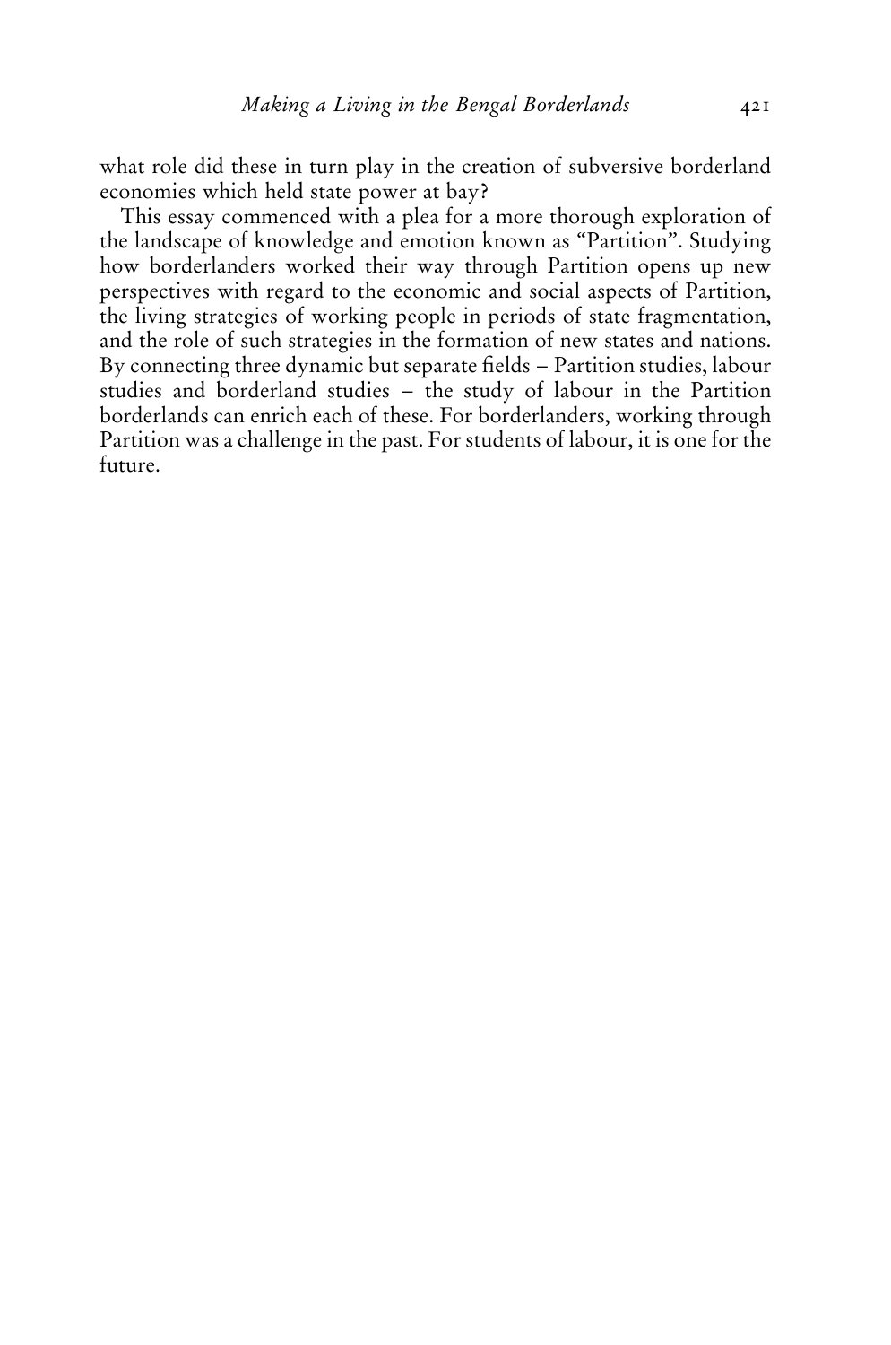what role did these in turn play in the creation of subversive borderland economies which held state power at bay?

This essay commenced with a plea for a more thorough exploration of the landscape of knowledge and emotion known as "Partition". Studying how borderlanders worked their way through Partition opens up new perspectives with regard to the economic and social aspects of Partition, the living strategies of working people in periods of state fragmentation, and the role of such strategies in the formation of new states and nations. By connecting three dynamic but separate fields – Partition studies, labour studies and borderland studies – the study of labour in the Partition borderlands can enrich each of these. For borderlanders, working through Partition was a challenge in the past. For students of labour, it is one for the future.